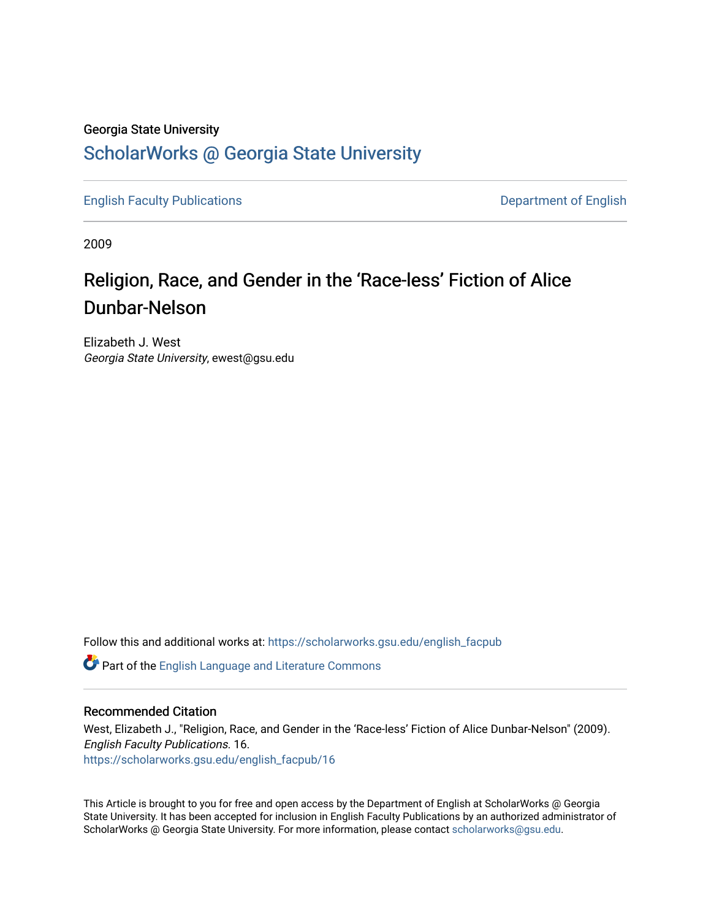Georgia State University

# ScholarWorks @ Georgia State University

English Faculty Publications | Department of English

2009

# Religion, Race, and Gender in the 'Race-less' Fiction of Alice Dunbar-Nelson

Elizabeth J. West
*Georgia State University*, ewest@gsu.edu

Follow this and additional works at: https://scholarworks.gsu.edu/english_facpub

Part of the English Language and Literature Commons

## Recommended Citation

West, Elizabeth J., "Religion, Race, and Gender in the 'Race-less' Fiction of Alice Dunbar-Nelson" (2009). *English Faculty Publications*. 16.
https://scholarworks.gsu.edu/english_facpub/16

This Article is brought to you for free and open access by the Department of English at ScholarWorks @ Georgia State University. It has been accepted for inclusion in English Faculty Publications by an authorized administrator of ScholarWorks @ Georgia State University. For more information, please contact scholarworks@gsu.edu.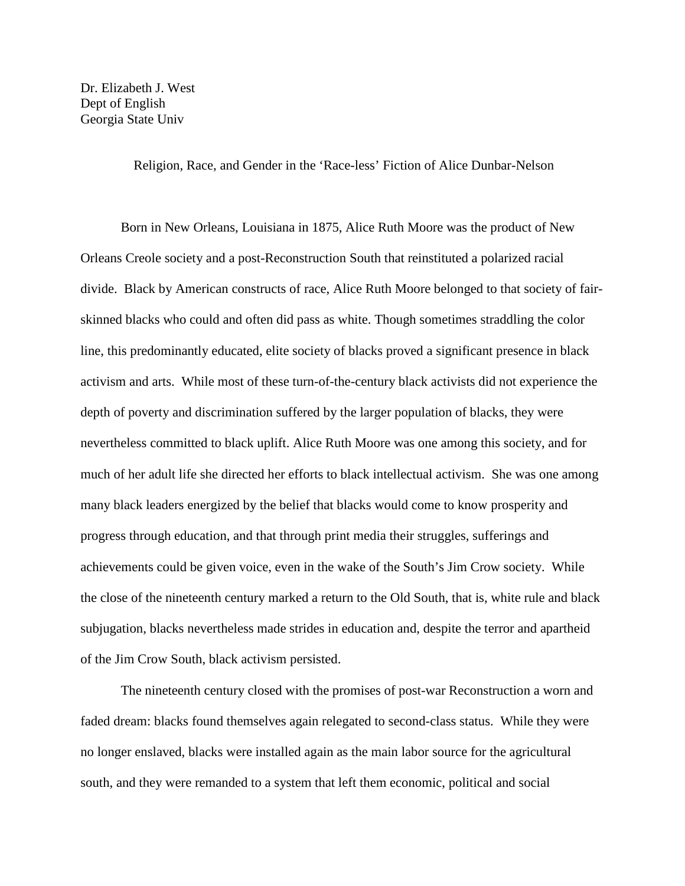Dr. Elizabeth J. West
Dept of English
Georgia State Univ

Religion, Race, and Gender in the 'Race-less' Fiction of Alice Dunbar-Nelson

Born in New Orleans, Louisiana in 1875, Alice Ruth Moore was the product of New Orleans Creole society and a post-Reconstruction South that reinstituted a polarized racial divide. Black by American constructs of race, Alice Ruth Moore belonged to that society of fair-skinned blacks who could and often did pass as white. Though sometimes straddling the color line, this predominantly educated, elite society of blacks proved a significant presence in black activism and arts. While most of these turn-of-the-century black activists did not experience the depth of poverty and discrimination suffered by the larger population of blacks, they were nevertheless committed to black uplift. Alice Ruth Moore was one among this society, and for much of her adult life she directed her efforts to black intellectual activism. She was one among many black leaders energized by the belief that blacks would come to know prosperity and progress through education, and that through print media their struggles, sufferings and achievements could be given voice, even in the wake of the South's Jim Crow society. While the close of the nineteenth century marked a return to the Old South, that is, white rule and black subjugation, blacks nevertheless made strides in education and, despite the terror and apartheid of the Jim Crow South, black activism persisted.

The nineteenth century closed with the promises of post-war Reconstruction a worn and faded dream: blacks found themselves again relegated to second-class status. While they were no longer enslaved, blacks were installed again as the main labor source for the agricultural south, and they were remanded to a system that left them economic, political and social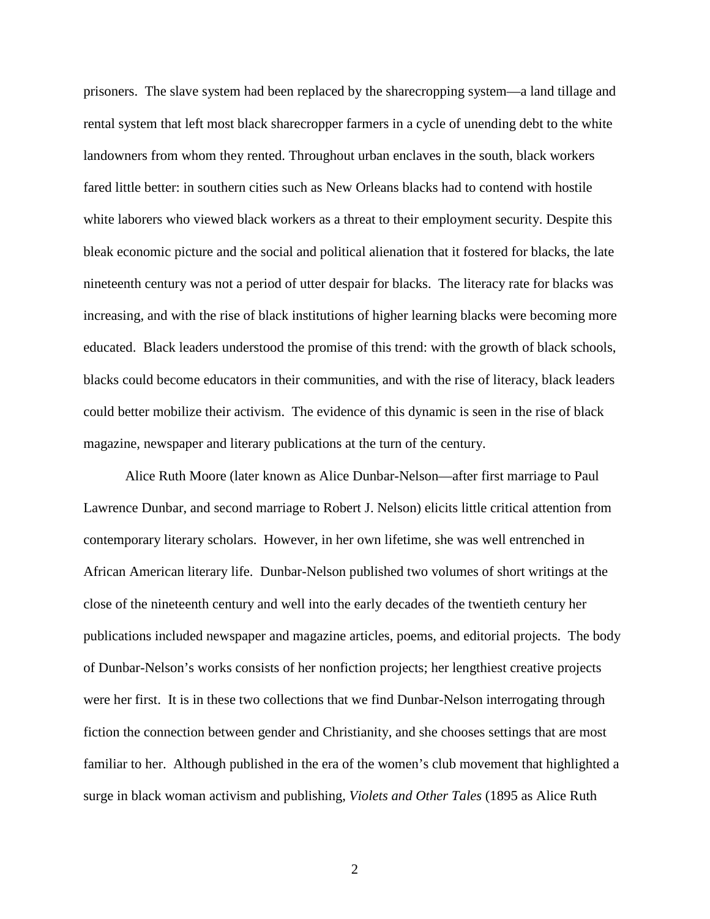prisoners. The slave system had been replaced by the sharecropping system—a land tillage and rental system that left most black sharecropper farmers in a cycle of unending debt to the white landowners from whom they rented. Throughout urban enclaves in the south, black workers fared little better: in southern cities such as New Orleans blacks had to contend with hostile white laborers who viewed black workers as a threat to their employment security. Despite this bleak economic picture and the social and political alienation that it fostered for blacks, the late nineteenth century was not a period of utter despair for blacks. The literacy rate for blacks was increasing, and with the rise of black institutions of higher learning blacks were becoming more educated. Black leaders understood the promise of this trend: with the growth of black schools, blacks could become educators in their communities, and with the rise of literacy, black leaders could better mobilize their activism. The evidence of this dynamic is seen in the rise of black magazine, newspaper and literary publications at the turn of the century.

Alice Ruth Moore (later known as Alice Dunbar-Nelson—after first marriage to Paul Lawrence Dunbar, and second marriage to Robert J. Nelson) elicits little critical attention from contemporary literary scholars. However, in her own lifetime, she was well entrenched in African American literary life. Dunbar-Nelson published two volumes of short writings at the close of the nineteenth century and well into the early decades of the twentieth century her publications included newspaper and magazine articles, poems, and editorial projects. The body of Dunbar-Nelson's works consists of her nonfiction projects; her lengthiest creative projects were her first. It is in these two collections that we find Dunbar-Nelson interrogating through fiction the connection between gender and Christianity, and she chooses settings that are most familiar to her. Although published in the era of the women's club movement that highlighted a surge in black woman activism and publishing, *Violets and Other Tales* (1895 as Alice Ruth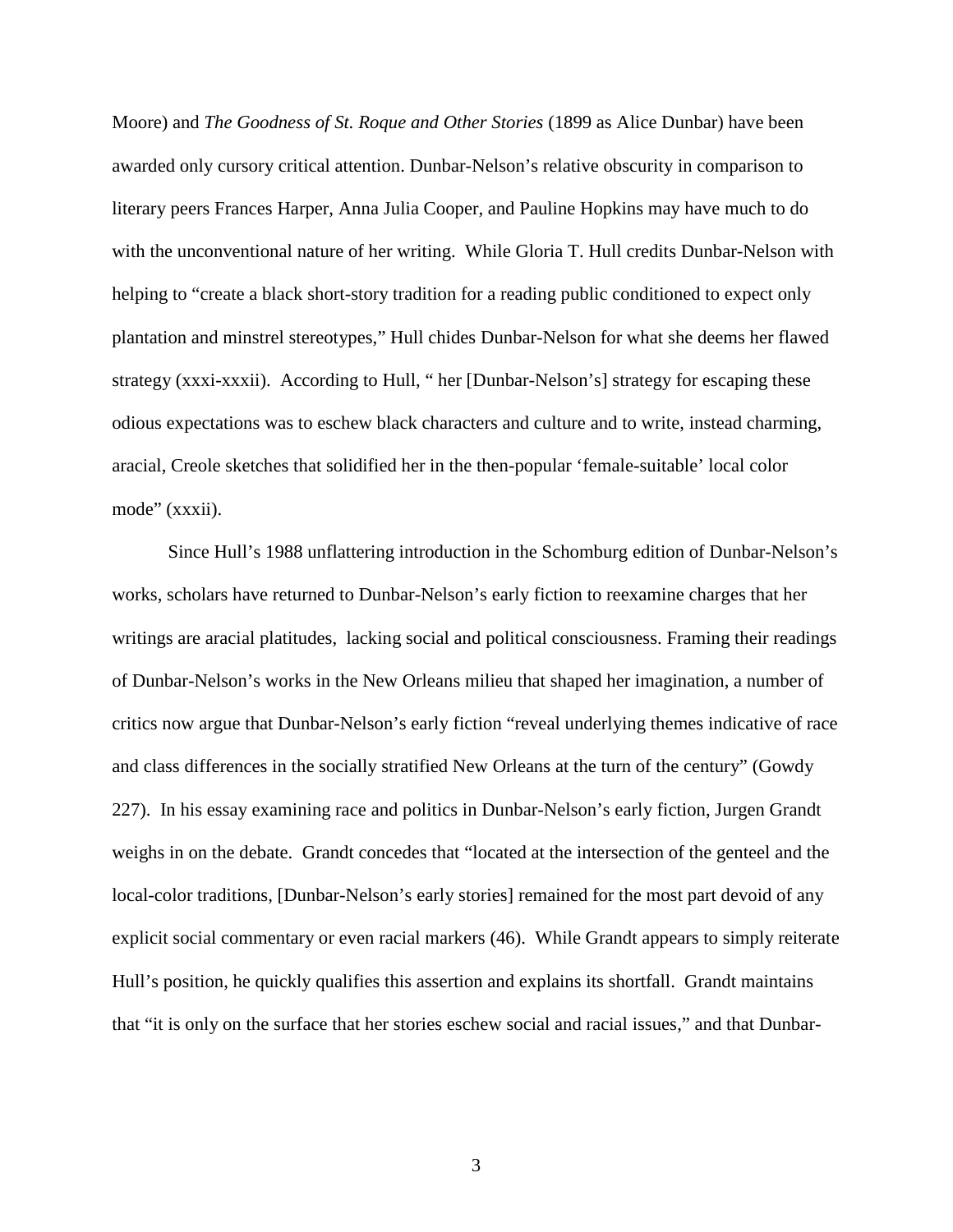Moore) and *The Goodness of St. Roque and Other Stories* (1899 as Alice Dunbar) have been awarded only cursory critical attention. Dunbar-Nelson's relative obscurity in comparison to literary peers Frances Harper, Anna Julia Cooper, and Pauline Hopkins may have much to do with the unconventional nature of her writing. While Gloria T. Hull credits Dunbar-Nelson with helping to "create a black short-story tradition for a reading public conditioned to expect only plantation and minstrel stereotypes," Hull chides Dunbar-Nelson for what she deems her flawed strategy (xxxi-xxxii). According to Hull, " her [Dunbar-Nelson's] strategy for escaping these odious expectations was to eschew black characters and culture and to write, instead charming, aracial, Creole sketches that solidified her in the then-popular 'female-suitable' local color mode" (xxxii).

Since Hull's 1988 unflattering introduction in the Schomburg edition of Dunbar-Nelson's works, scholars have returned to Dunbar-Nelson's early fiction to reexamine charges that her writings are aracial platitudes, lacking social and political consciousness. Framing their readings of Dunbar-Nelson's works in the New Orleans milieu that shaped her imagination, a number of critics now argue that Dunbar-Nelson's early fiction "reveal underlying themes indicative of race and class differences in the socially stratified New Orleans at the turn of the century" (Gowdy 227). In his essay examining race and politics in Dunbar-Nelson's early fiction, Jurgen Grandt weighs in on the debate. Grandt concedes that "located at the intersection of the genteel and the local-color traditions, [Dunbar-Nelson's early stories] remained for the most part devoid of any explicit social commentary or even racial markers (46). While Grandt appears to simply reiterate Hull's position, he quickly qualifies this assertion and explains its shortfall. Grandt maintains that "it is only on the surface that her stories eschew social and racial issues," and that Dunbar-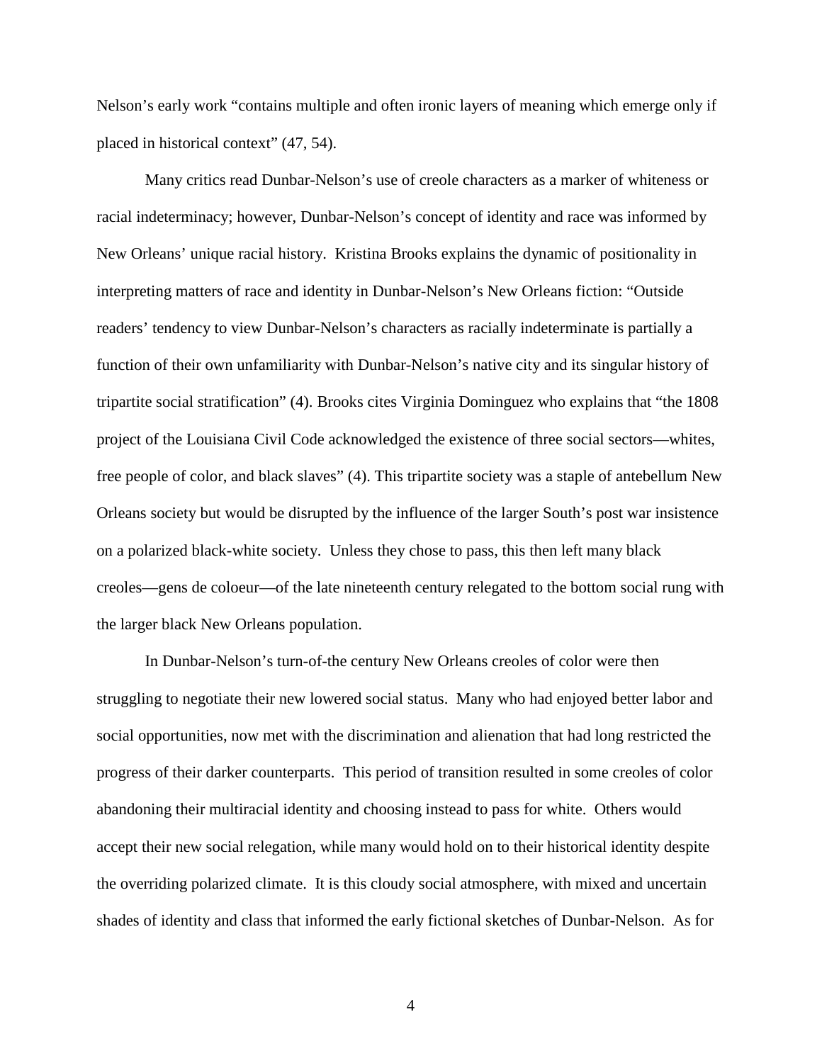Nelson's early work "contains multiple and often ironic layers of meaning which emerge only if placed in historical context" (47, 54).

Many critics read Dunbar-Nelson's use of creole characters as a marker of whiteness or racial indeterminacy; however, Dunbar-Nelson's concept of identity and race was informed by New Orleans' unique racial history. Kristina Brooks explains the dynamic of positionality in interpreting matters of race and identity in Dunbar-Nelson's New Orleans fiction: "Outside readers' tendency to view Dunbar-Nelson's characters as racially indeterminate is partially a function of their own unfamiliarity with Dunbar-Nelson's native city and its singular history of tripartite social stratification" (4). Brooks cites Virginia Dominguez who explains that "the 1808 project of the Louisiana Civil Code acknowledged the existence of three social sectors—whites, free people of color, and black slaves" (4). This tripartite society was a staple of antebellum New Orleans society but would be disrupted by the influence of the larger South's post war insistence on a polarized black-white society. Unless they chose to pass, this then left many black creoles—gens de coloeur—of the late nineteenth century relegated to the bottom social rung with the larger black New Orleans population.

In Dunbar-Nelson's turn-of-the century New Orleans creoles of color were then struggling to negotiate their new lowered social status. Many who had enjoyed better labor and social opportunities, now met with the discrimination and alienation that had long restricted the progress of their darker counterparts. This period of transition resulted in some creoles of color abandoning their multiracial identity and choosing instead to pass for white. Others would accept their new social relegation, while many would hold on to their historical identity despite the overriding polarized climate. It is this cloudy social atmosphere, with mixed and uncertain shades of identity and class that informed the early fictional sketches of Dunbar-Nelson. As for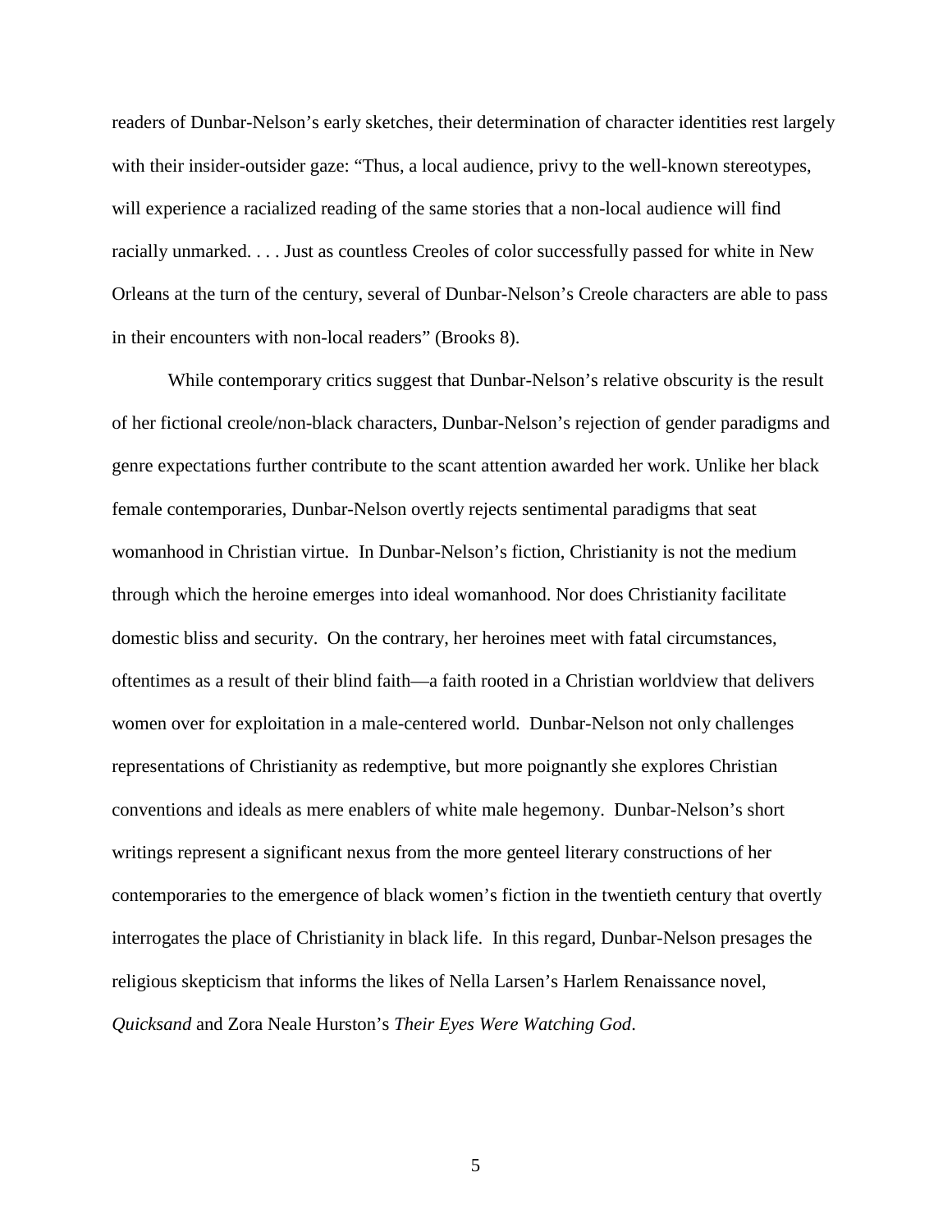readers of Dunbar-Nelson's early sketches, their determination of character identities rest largely with their insider-outsider gaze: "Thus, a local audience, privy to the well-known stereotypes, will experience a racialized reading of the same stories that a non-local audience will find racially unmarked. . . . Just as countless Creoles of color successfully passed for white in New Orleans at the turn of the century, several of Dunbar-Nelson's Creole characters are able to pass in their encounters with non-local readers" (Brooks 8).

While contemporary critics suggest that Dunbar-Nelson's relative obscurity is the result of her fictional creole/non-black characters, Dunbar-Nelson's rejection of gender paradigms and genre expectations further contribute to the scant attention awarded her work. Unlike her black female contemporaries, Dunbar-Nelson overtly rejects sentimental paradigms that seat womanhood in Christian virtue. In Dunbar-Nelson's fiction, Christianity is not the medium through which the heroine emerges into ideal womanhood. Nor does Christianity facilitate domestic bliss and security. On the contrary, her heroines meet with fatal circumstances, oftentimes as a result of their blind faith—a faith rooted in a Christian worldview that delivers women over for exploitation in a male-centered world. Dunbar-Nelson not only challenges representations of Christianity as redemptive, but more poignantly she explores Christian conventions and ideals as mere enablers of white male hegemony. Dunbar-Nelson's short writings represent a significant nexus from the more genteel literary constructions of her contemporaries to the emergence of black women's fiction in the twentieth century that overtly interrogates the place of Christianity in black life. In this regard, Dunbar-Nelson presages the religious skepticism that informs the likes of Nella Larsen's Harlem Renaissance novel, *Quicksand* and Zora Neale Hurston's *Their Eyes Were Watching God*.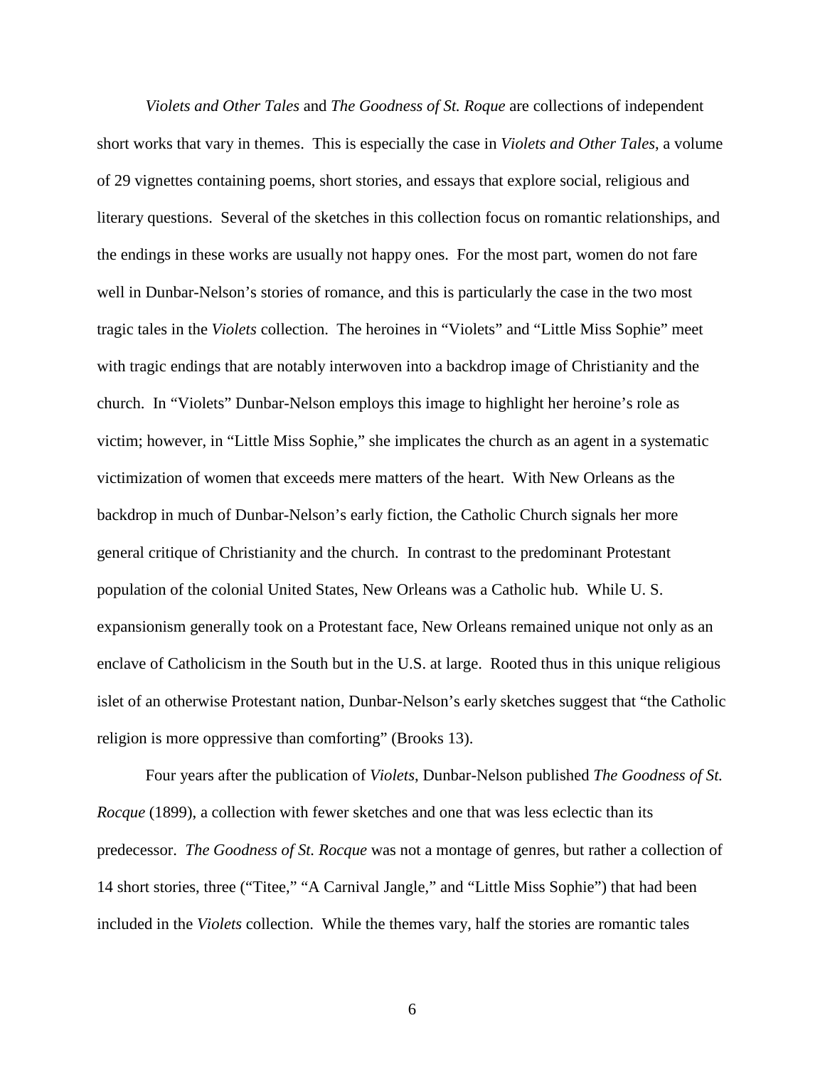*Violets and Other Tales* and *The Goodness of St. Roque* are collections of independent short works that vary in themes. This is especially the case in *Violets and Other Tales*, a volume of 29 vignettes containing poems, short stories, and essays that explore social, religious and literary questions. Several of the sketches in this collection focus on romantic relationships, and the endings in these works are usually not happy ones. For the most part, women do not fare well in Dunbar-Nelson's stories of romance, and this is particularly the case in the two most tragic tales in the *Violets* collection. The heroines in "Violets" and "Little Miss Sophie" meet with tragic endings that are notably interwoven into a backdrop image of Christianity and the church. In "Violets" Dunbar-Nelson employs this image to highlight her heroine's role as victim; however, in "Little Miss Sophie," she implicates the church as an agent in a systematic victimization of women that exceeds mere matters of the heart. With New Orleans as the backdrop in much of Dunbar-Nelson's early fiction, the Catholic Church signals her more general critique of Christianity and the church. In contrast to the predominant Protestant population of the colonial United States, New Orleans was a Catholic hub. While U. S. expansionism generally took on a Protestant face, New Orleans remained unique not only as an enclave of Catholicism in the South but in the U.S. at large. Rooted thus in this unique religious islet of an otherwise Protestant nation, Dunbar-Nelson's early sketches suggest that "the Catholic religion is more oppressive than comforting" (Brooks 13).

Four years after the publication of *Violets*, Dunbar-Nelson published *The Goodness of St. Rocque* (1899), a collection with fewer sketches and one that was less eclectic than its predecessor. *The Goodness of St. Rocque* was not a montage of genres, but rather a collection of 14 short stories, three ("Titee," "A Carnival Jangle," and "Little Miss Sophie") that had been included in the *Violets* collection. While the themes vary, half the stories are romantic tales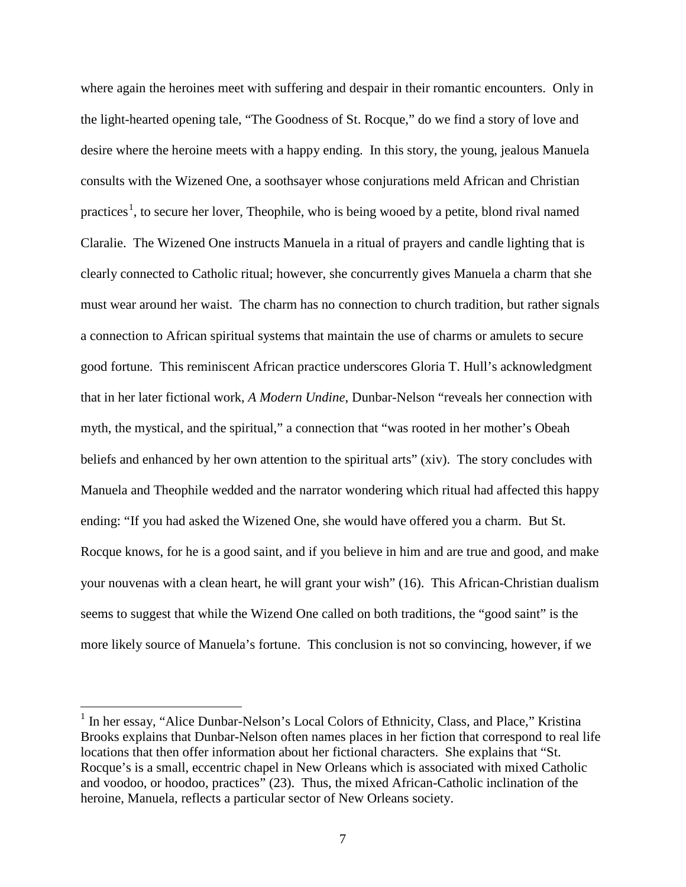where again the heroines meet with suffering and despair in their romantic encounters. Only in the light-hearted opening tale, "The Goodness of St. Rocque," do we find a story of love and desire where the heroine meets with a happy ending. In this story, the young, jealous Manuela consults with the Wizened One, a soothsayer whose conjurations meld African and Christian practices[1], to secure her lover, Theophile, who is being wooed by a petite, blond rival named Claralie. The Wizened One instructs Manuela in a ritual of prayers and candle lighting that is clearly connected to Catholic ritual; however, she concurrently gives Manuela a charm that she must wear around her waist. The charm has no connection to church tradition, but rather signals a connection to African spiritual systems that maintain the use of charms or amulets to secure good fortune. This reminiscent African practice underscores Gloria T. Hull's acknowledgment that in her later fictional work, *A Modern Undine*, Dunbar-Nelson "reveals her connection with myth, the mystical, and the spiritual," a connection that "was rooted in her mother's Obeah beliefs and enhanced by her own attention to the spiritual arts" (xiv). The story concludes with Manuela and Theophile wedded and the narrator wondering which ritual had affected this happy ending: "If you had asked the Wizened One, she would have offered you a charm. But St. Rocque knows, for he is a good saint, and if you believe in him and are true and good, and make your nouvenas with a clean heart, he will grant your wish" (16). This African-Christian dualism seems to suggest that while the Wizend One called on both traditions, the "good saint" is the more likely source of Manuela's fortune. This conclusion is not so convincing, however, if we

[1] In her essay, "Alice Dunbar-Nelson's Local Colors of Ethnicity, Class, and Place," Kristina Brooks explains that Dunbar-Nelson often names places in her fiction that correspond to real life locations that then offer information about her fictional characters. She explains that "St. Rocque's is a small, eccentric chapel in New Orleans which is associated with mixed Catholic and voodoo, or hoodoo, practices" (23). Thus, the mixed African-Catholic inclination of the heroine, Manuela, reflects a particular sector of New Orleans society.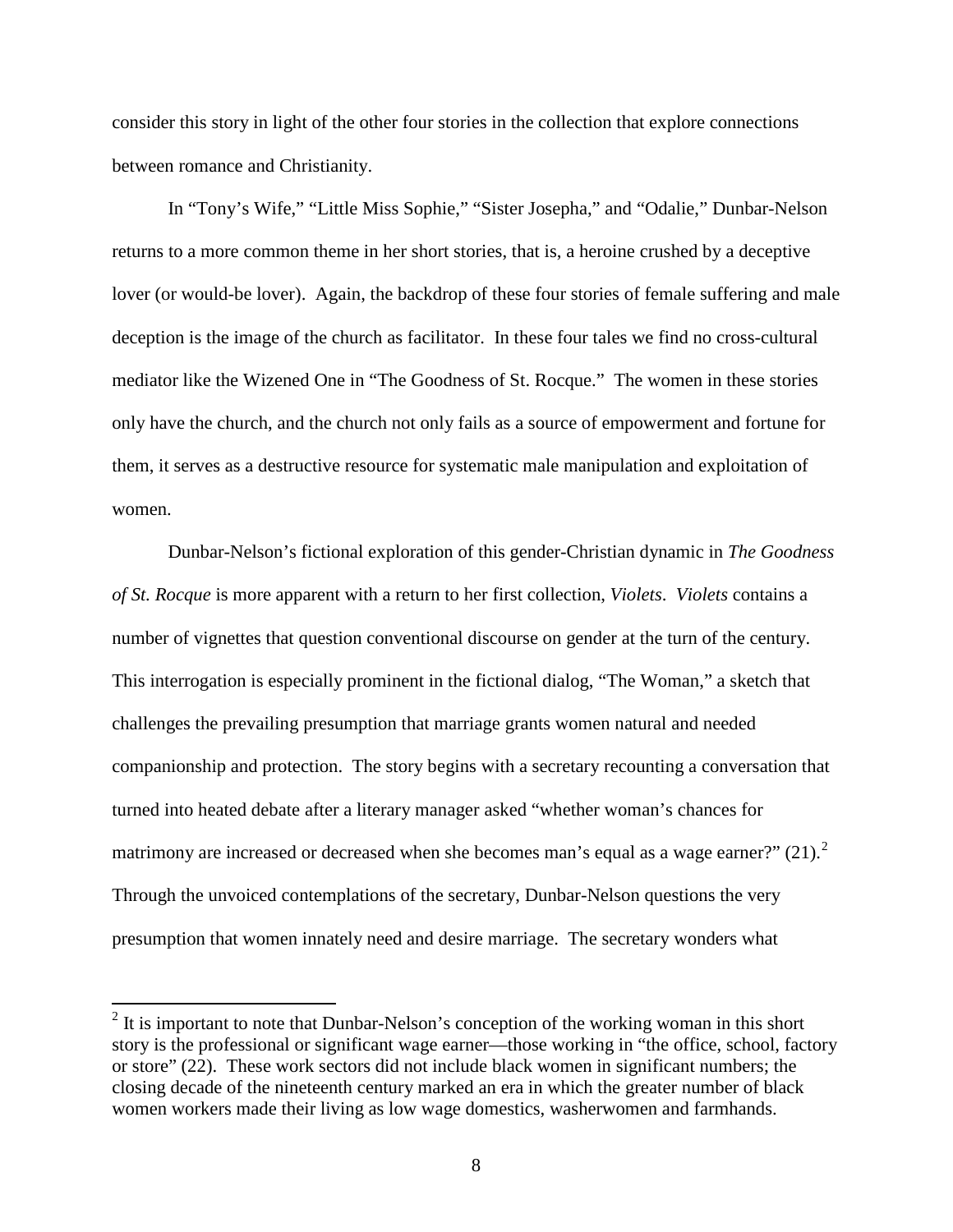consider this story in light of the other four stories in the collection that explore connections between romance and Christianity.

In "Tony's Wife," "Little Miss Sophie," "Sister Josepha," and "Odalie," Dunbar-Nelson returns to a more common theme in her short stories, that is, a heroine crushed by a deceptive lover (or would-be lover). Again, the backdrop of these four stories of female suffering and male deception is the image of the church as facilitator. In these four tales we find no cross-cultural mediator like the Wizened One in "The Goodness of St. Rocque." The women in these stories only have the church, and the church not only fails as a source of empowerment and fortune for them, it serves as a destructive resource for systematic male manipulation and exploitation of women.

Dunbar-Nelson's fictional exploration of this gender-Christian dynamic in *The Goodness of St. Rocque* is more apparent with a return to her first collection, *Violets*. *Violets* contains a number of vignettes that question conventional discourse on gender at the turn of the century. This interrogation is especially prominent in the fictional dialog, "The Woman," a sketch that challenges the prevailing presumption that marriage grants women natural and needed companionship and protection. The story begins with a secretary recounting a conversation that turned into heated debate after a literary manager asked "whether woman's chances for matrimony are increased or decreased when she becomes man's equal as a wage earner?" (21).[2] Through the unvoiced contemplations of the secretary, Dunbar-Nelson questions the very presumption that women innately need and desire marriage. The secretary wonders what

[2] It is important to note that Dunbar-Nelson's conception of the working woman in this short story is the professional or significant wage earner—those working in "the office, school, factory or store" (22). These work sectors did not include black women in significant numbers; the closing decade of the nineteenth century marked an era in which the greater number of black women workers made their living as low wage domestics, washerwomen and farmhands.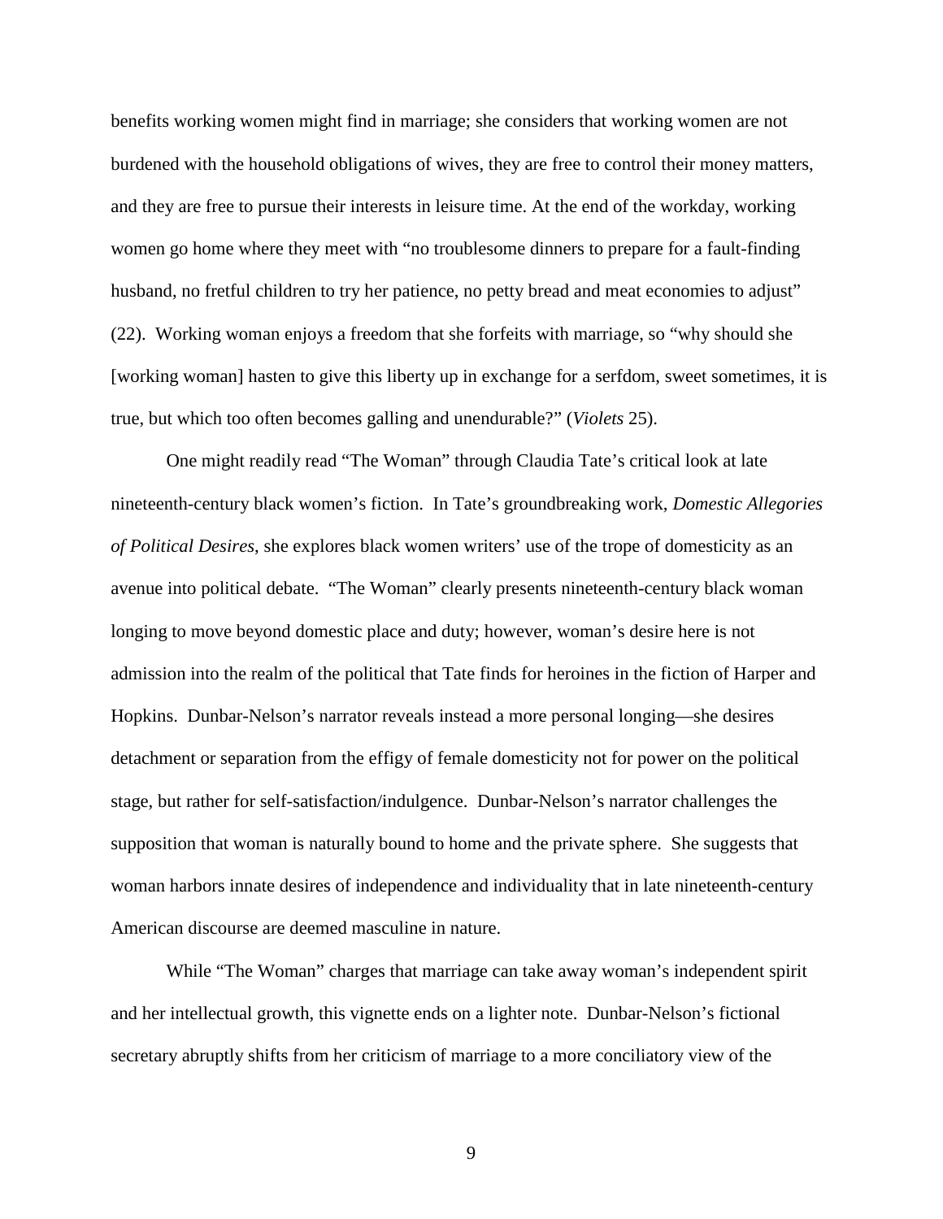benefits working women might find in marriage; she considers that working women are not burdened with the household obligations of wives, they are free to control their money matters, and they are free to pursue their interests in leisure time. At the end of the workday, working women go home where they meet with "no troublesome dinners to prepare for a fault-finding husband, no fretful children to try her patience, no petty bread and meat economies to adjust" (22). Working woman enjoys a freedom that she forfeits with marriage, so "why should she [working woman] hasten to give this liberty up in exchange for a serfdom, sweet sometimes, it is true, but which too often becomes galling and unendurable?" (*Violets* 25).

One might readily read "The Woman" through Claudia Tate's critical look at late nineteenth-century black women's fiction. In Tate's groundbreaking work, *Domestic Allegories of Political Desires*, she explores black women writers' use of the trope of domesticity as an avenue into political debate. "The Woman" clearly presents nineteenth-century black woman longing to move beyond domestic place and duty; however, woman's desire here is not admission into the realm of the political that Tate finds for heroines in the fiction of Harper and Hopkins. Dunbar-Nelson's narrator reveals instead a more personal longing—she desires detachment or separation from the effigy of female domesticity not for power on the political stage, but rather for self-satisfaction/indulgence. Dunbar-Nelson's narrator challenges the supposition that woman is naturally bound to home and the private sphere. She suggests that woman harbors innate desires of independence and individuality that in late nineteenth-century American discourse are deemed masculine in nature.

While "The Woman" charges that marriage can take away woman's independent spirit and her intellectual growth, this vignette ends on a lighter note. Dunbar-Nelson's fictional secretary abruptly shifts from her criticism of marriage to a more conciliatory view of the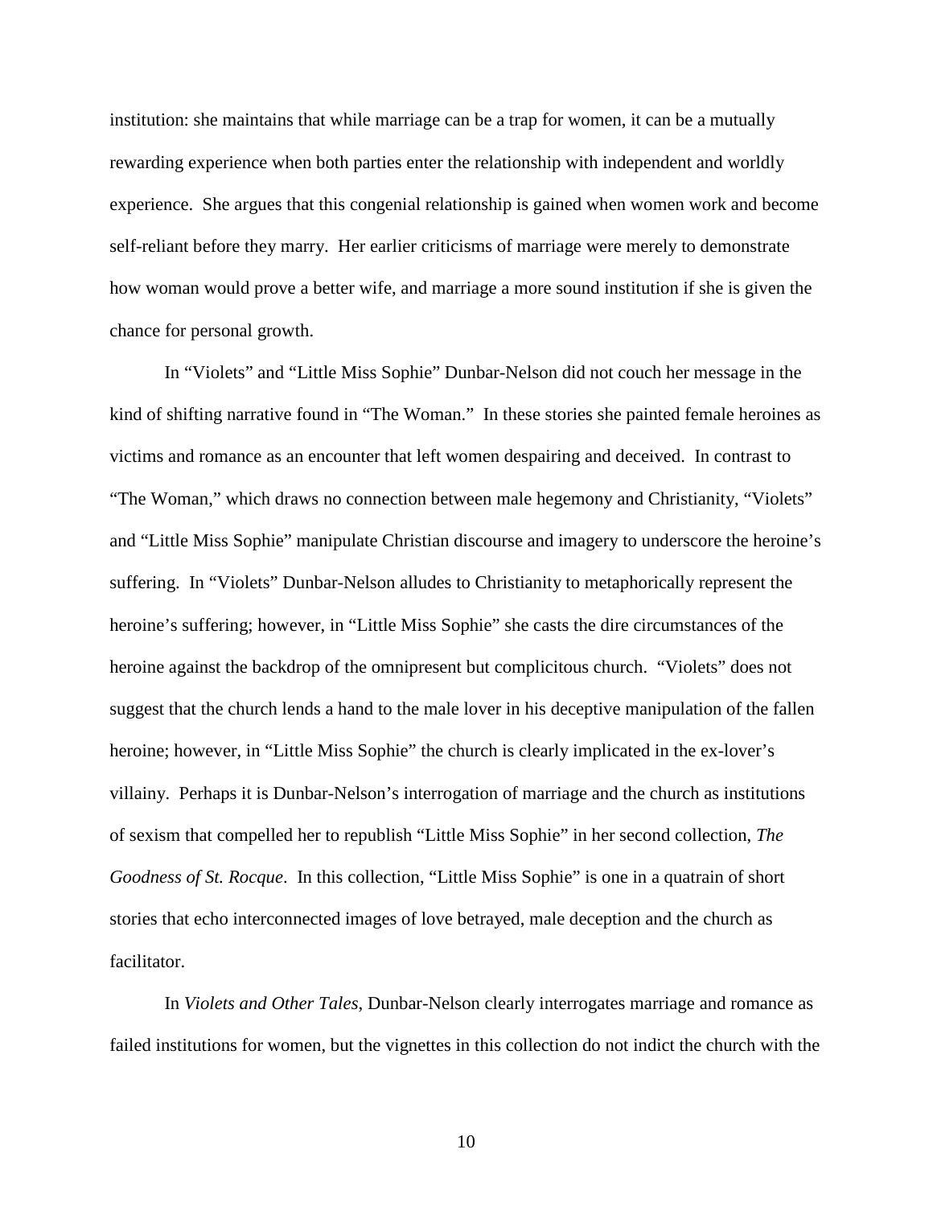institution: she maintains that while marriage can be a trap for women, it can be a mutually rewarding experience when both parties enter the relationship with independent and worldly experience. She argues that this congenial relationship is gained when women work and become self-reliant before they marry. Her earlier criticisms of marriage were merely to demonstrate how woman would prove a better wife, and marriage a more sound institution if she is given the chance for personal growth.

In "Violets" and "Little Miss Sophie" Dunbar-Nelson did not couch her message in the kind of shifting narrative found in "The Woman." In these stories she painted female heroines as victims and romance as an encounter that left women despairing and deceived. In contrast to "The Woman," which draws no connection between male hegemony and Christianity, "Violets" and "Little Miss Sophie" manipulate Christian discourse and imagery to underscore the heroine's suffering. In "Violets" Dunbar-Nelson alludes to Christianity to metaphorically represent the heroine's suffering; however, in "Little Miss Sophie" she casts the dire circumstances of the heroine against the backdrop of the omnipresent but complicitous church. "Violets" does not suggest that the church lends a hand to the male lover in his deceptive manipulation of the fallen heroine; however, in "Little Miss Sophie" the church is clearly implicated in the ex-lover's villainy. Perhaps it is Dunbar-Nelson's interrogation of marriage and the church as institutions of sexism that compelled her to republish "Little Miss Sophie" in her second collection, *The Goodness of St. Rocque*. In this collection, "Little Miss Sophie" is one in a quatrain of short stories that echo interconnected images of love betrayed, male deception and the church as facilitator.

In *Violets and Other Tales*, Dunbar-Nelson clearly interrogates marriage and romance as failed institutions for women, but the vignettes in this collection do not indict the church with the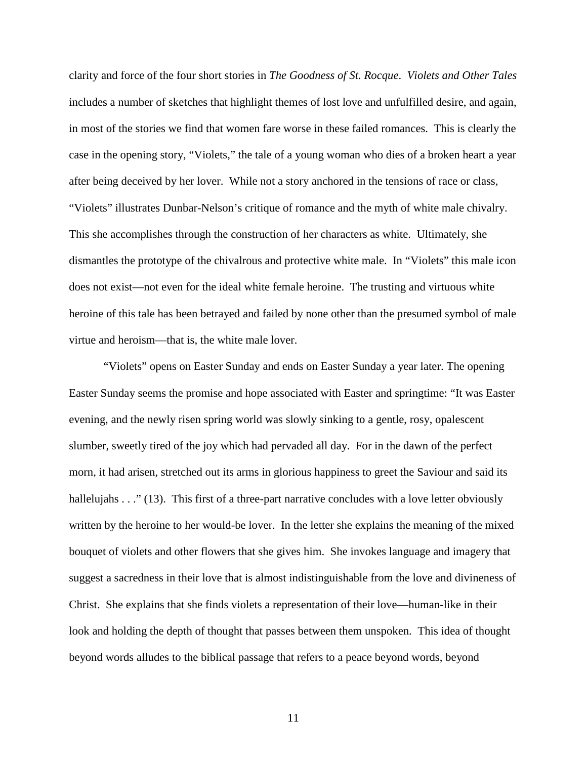clarity and force of the four short stories in *The Goodness of St. Rocque*. *Violets and Other Tales* includes a number of sketches that highlight themes of lost love and unfulfilled desire, and again, in most of the stories we find that women fare worse in these failed romances. This is clearly the case in the opening story, "Violets," the tale of a young woman who dies of a broken heart a year after being deceived by her lover. While not a story anchored in the tensions of race or class, "Violets" illustrates Dunbar-Nelson's critique of romance and the myth of white male chivalry. This she accomplishes through the construction of her characters as white. Ultimately, she dismantles the prototype of the chivalrous and protective white male. In "Violets" this male icon does not exist—not even for the ideal white female heroine. The trusting and virtuous white heroine of this tale has been betrayed and failed by none other than the presumed symbol of male virtue and heroism—that is, the white male lover.

"Violets" opens on Easter Sunday and ends on Easter Sunday a year later. The opening Easter Sunday seems the promise and hope associated with Easter and springtime: "It was Easter evening, and the newly risen spring world was slowly sinking to a gentle, rosy, opalescent slumber, sweetly tired of the joy which had pervaded all day. For in the dawn of the perfect morn, it had arisen, stretched out its arms in glorious happiness to greet the Saviour and said its hallelujahs . . ." (13). This first of a three-part narrative concludes with a love letter obviously written by the heroine to her would-be lover. In the letter she explains the meaning of the mixed bouquet of violets and other flowers that she gives him. She invokes language and imagery that suggest a sacredness in their love that is almost indistinguishable from the love and divineness of Christ. She explains that she finds violets a representation of their love—human-like in their look and holding the depth of thought that passes between them unspoken. This idea of thought beyond words alludes to the biblical passage that refers to a peace beyond words, beyond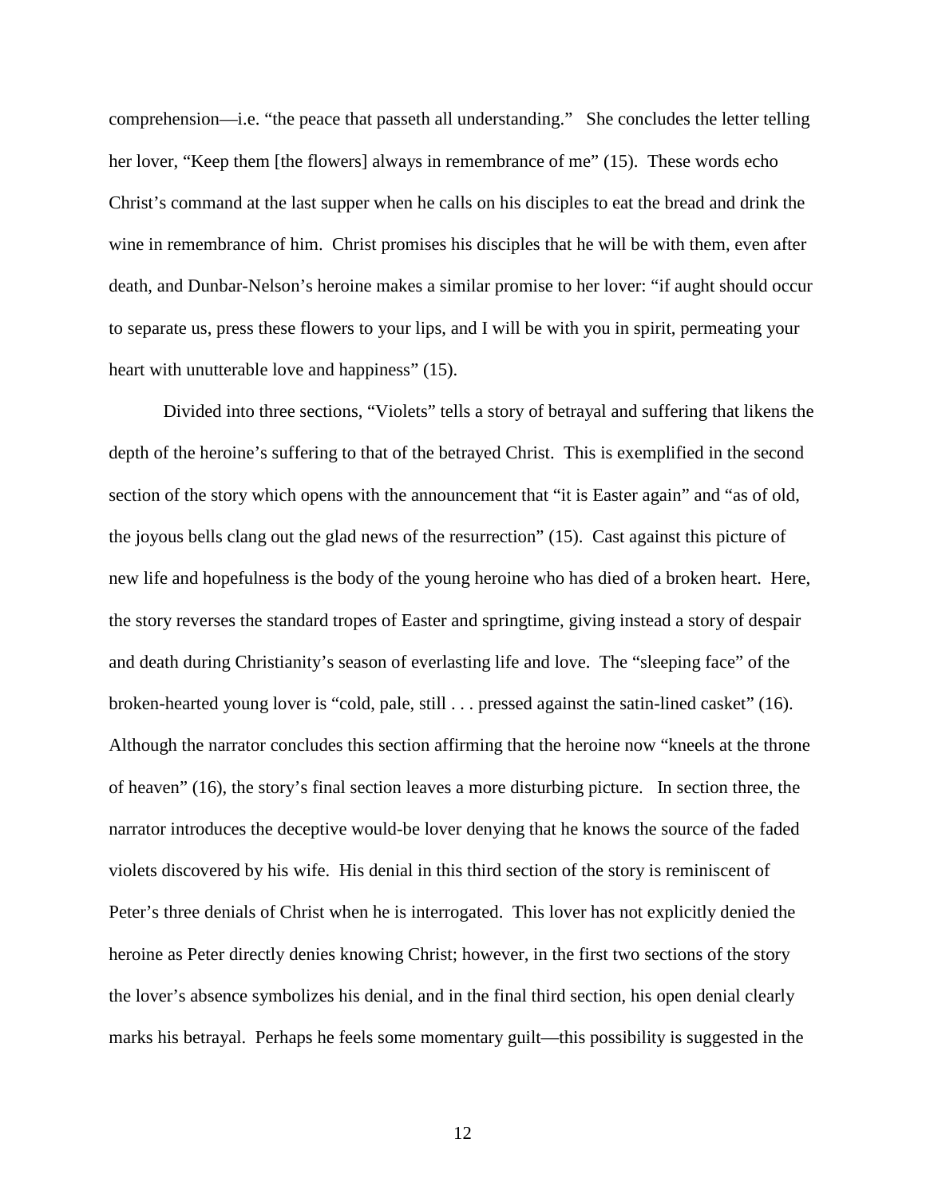comprehension—i.e. "the peace that passeth all understanding." She concludes the letter telling her lover, "Keep them [the flowers] always in remembrance of me" (15). These words echo Christ's command at the last supper when he calls on his disciples to eat the bread and drink the wine in remembrance of him. Christ promises his disciples that he will be with them, even after death, and Dunbar-Nelson's heroine makes a similar promise to her lover: "if aught should occur to separate us, press these flowers to your lips, and I will be with you in spirit, permeating your heart with unutterable love and happiness" (15).

Divided into three sections, "Violets" tells a story of betrayal and suffering that likens the depth of the heroine's suffering to that of the betrayed Christ. This is exemplified in the second section of the story which opens with the announcement that "it is Easter again" and "as of old, the joyous bells clang out the glad news of the resurrection" (15). Cast against this picture of new life and hopefulness is the body of the young heroine who has died of a broken heart. Here, the story reverses the standard tropes of Easter and springtime, giving instead a story of despair and death during Christianity's season of everlasting life and love. The "sleeping face" of the broken-hearted young lover is "cold, pale, still . . . pressed against the satin-lined casket" (16). Although the narrator concludes this section affirming that the heroine now "kneels at the throne of heaven" (16), the story's final section leaves a more disturbing picture. In section three, the narrator introduces the deceptive would-be lover denying that he knows the source of the faded violets discovered by his wife. His denial in this third section of the story is reminiscent of Peter's three denials of Christ when he is interrogated. This lover has not explicitly denied the heroine as Peter directly denies knowing Christ; however, in the first two sections of the story the lover's absence symbolizes his denial, and in the final third section, his open denial clearly marks his betrayal. Perhaps he feels some momentary guilt—this possibility is suggested in the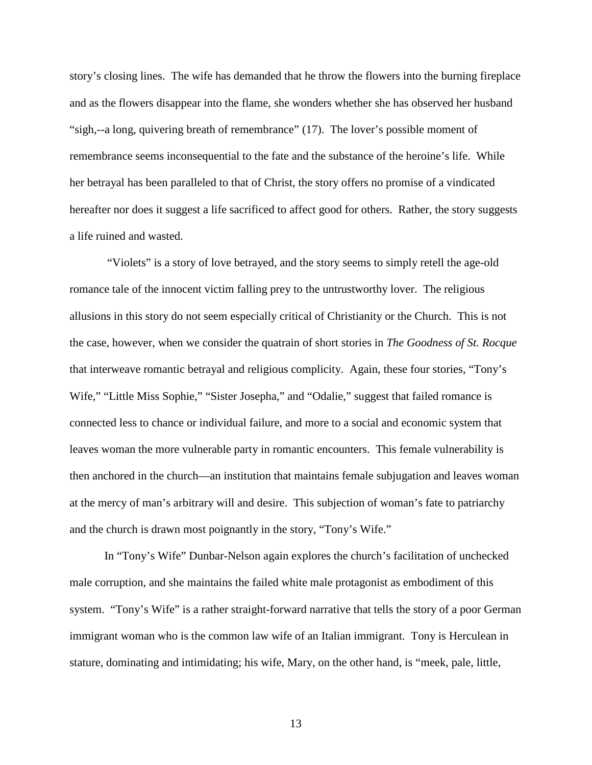story's closing lines. The wife has demanded that he throw the flowers into the burning fireplace and as the flowers disappear into the flame, she wonders whether she has observed her husband "sigh,--a long, quivering breath of remembrance" (17). The lover's possible moment of remembrance seems inconsequential to the fate and the substance of the heroine's life. While her betrayal has been paralleled to that of Christ, the story offers no promise of a vindicated hereafter nor does it suggest a life sacrificed to affect good for others. Rather, the story suggests a life ruined and wasted.

"Violets" is a story of love betrayed, and the story seems to simply retell the age-old romance tale of the innocent victim falling prey to the untrustworthy lover. The religious allusions in this story do not seem especially critical of Christianity or the Church. This is not the case, however, when we consider the quatrain of short stories in *The Goodness of St. Rocque* that interweave romantic betrayal and religious complicity. Again, these four stories, "Tony's Wife," "Little Miss Sophie," "Sister Josepha," and "Odalie," suggest that failed romance is connected less to chance or individual failure, and more to a social and economic system that leaves woman the more vulnerable party in romantic encounters. This female vulnerability is then anchored in the church—an institution that maintains female subjugation and leaves woman at the mercy of man's arbitrary will and desire. This subjection of woman's fate to patriarchy and the church is drawn most poignantly in the story, "Tony's Wife."

In "Tony's Wife" Dunbar-Nelson again explores the church's facilitation of unchecked male corruption, and she maintains the failed white male protagonist as embodiment of this system. "Tony's Wife" is a rather straight-forward narrative that tells the story of a poor German immigrant woman who is the common law wife of an Italian immigrant. Tony is Herculean in stature, dominating and intimidating; his wife, Mary, on the other hand, is "meek, pale, little,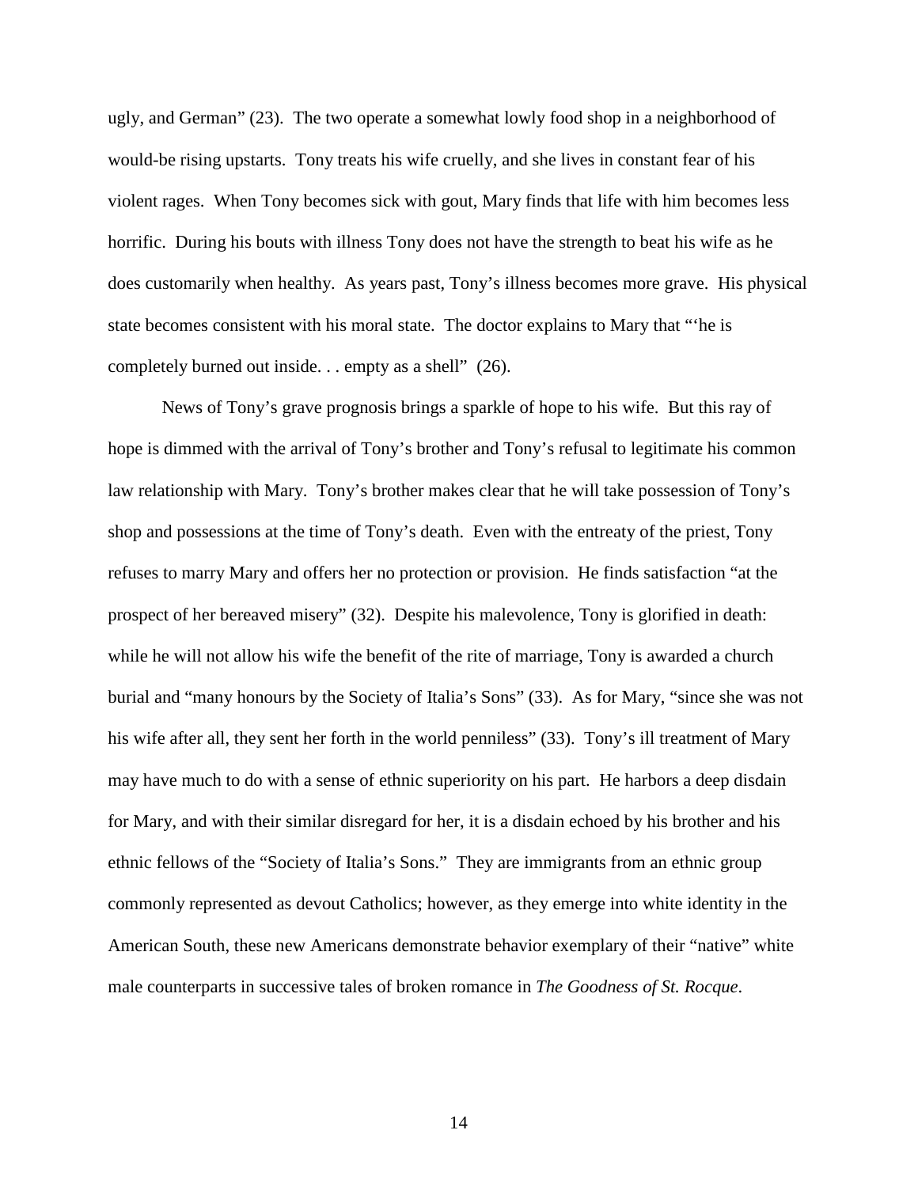ugly, and German" (23). The two operate a somewhat lowly food shop in a neighborhood of would-be rising upstarts. Tony treats his wife cruelly, and she lives in constant fear of his violent rages. When Tony becomes sick with gout, Mary finds that life with him becomes less horrific. During his bouts with illness Tony does not have the strength to beat his wife as he does customarily when healthy. As years past, Tony's illness becomes more grave. His physical state becomes consistent with his moral state. The doctor explains to Mary that "'he is completely burned out inside. . . empty as a shell" (26).

News of Tony's grave prognosis brings a sparkle of hope to his wife. But this ray of hope is dimmed with the arrival of Tony's brother and Tony's refusal to legitimate his common law relationship with Mary. Tony's brother makes clear that he will take possession of Tony's shop and possessions at the time of Tony's death. Even with the entreaty of the priest, Tony refuses to marry Mary and offers her no protection or provision. He finds satisfaction "at the prospect of her bereaved misery" (32). Despite his malevolence, Tony is glorified in death: while he will not allow his wife the benefit of the rite of marriage, Tony is awarded a church burial and "many honours by the Society of Italia's Sons" (33). As for Mary, "since she was not his wife after all, they sent her forth in the world penniless" (33). Tony's ill treatment of Mary may have much to do with a sense of ethnic superiority on his part. He harbors a deep disdain for Mary, and with their similar disregard for her, it is a disdain echoed by his brother and his ethnic fellows of the "Society of Italia's Sons." They are immigrants from an ethnic group commonly represented as devout Catholics; however, as they emerge into white identity in the American South, these new Americans demonstrate behavior exemplary of their "native" white male counterparts in successive tales of broken romance in *The Goodness of St. Rocque*.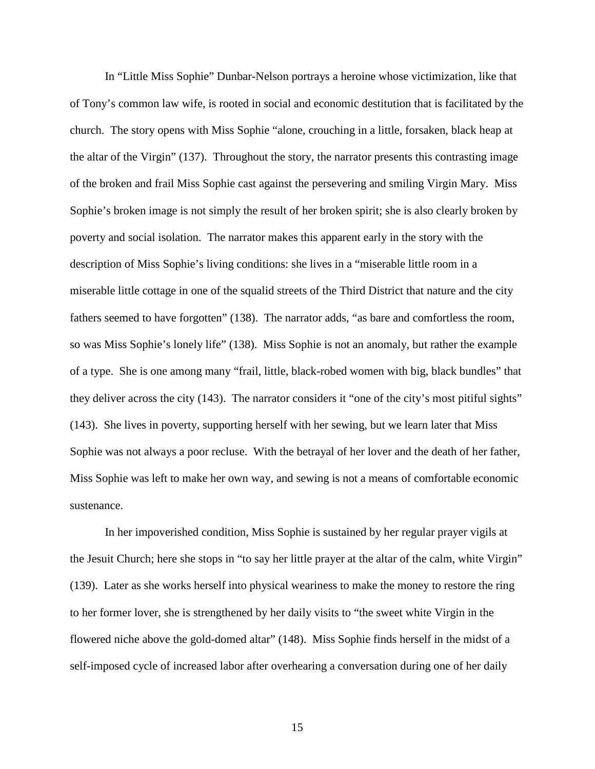In "Little Miss Sophie" Dunbar-Nelson portrays a heroine whose victimization, like that of Tony's common law wife, is rooted in social and economic destitution that is facilitated by the church. The story opens with Miss Sophie "alone, crouching in a little, forsaken, black heap at the altar of the Virgin" (137). Throughout the story, the narrator presents this contrasting image of the broken and frail Miss Sophie cast against the persevering and smiling Virgin Mary. Miss Sophie's broken image is not simply the result of her broken spirit; she is also clearly broken by poverty and social isolation. The narrator makes this apparent early in the story with the description of Miss Sophie's living conditions: she lives in a "miserable little room in a miserable little cottage in one of the squalid streets of the Third District that nature and the city fathers seemed to have forgotten" (138). The narrator adds, "as bare and comfortless the room, so was Miss Sophie's lonely life" (138). Miss Sophie is not an anomaly, but rather the example of a type. She is one among many "frail, little, black-robed women with big, black bundles" that they deliver across the city (143). The narrator considers it "one of the city's most pitiful sights" (143). She lives in poverty, supporting herself with her sewing, but we learn later that Miss Sophie was not always a poor recluse. With the betrayal of her lover and the death of her father, Miss Sophie was left to make her own way, and sewing is not a means of comfortable economic sustenance.

In her impoverished condition, Miss Sophie is sustained by her regular prayer vigils at the Jesuit Church; here she stops in "to say her little prayer at the altar of the calm, white Virgin" (139). Later as she works herself into physical weariness to make the money to restore the ring to her former lover, she is strengthened by her daily visits to "the sweet white Virgin in the flowered niche above the gold-domed altar" (148). Miss Sophie finds herself in the midst of a self-imposed cycle of increased labor after overhearing a conversation during one of her daily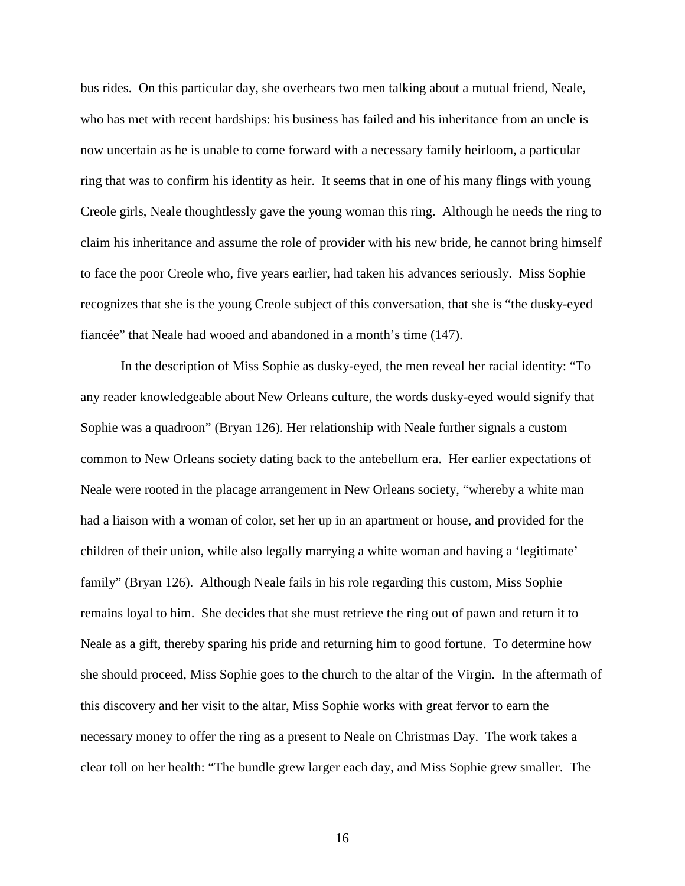bus rides. On this particular day, she overhears two men talking about a mutual friend, Neale, who has met with recent hardships: his business has failed and his inheritance from an uncle is now uncertain as he is unable to come forward with a necessary family heirloom, a particular ring that was to confirm his identity as heir. It seems that in one of his many flings with young Creole girls, Neale thoughtlessly gave the young woman this ring. Although he needs the ring to claim his inheritance and assume the role of provider with his new bride, he cannot bring himself to face the poor Creole who, five years earlier, had taken his advances seriously. Miss Sophie recognizes that she is the young Creole subject of this conversation, that she is "the dusky-eyed fiancée" that Neale had wooed and abandoned in a month's time (147).

In the description of Miss Sophie as dusky-eyed, the men reveal her racial identity: "To any reader knowledgeable about New Orleans culture, the words dusky-eyed would signify that Sophie was a quadroon" (Bryan 126). Her relationship with Neale further signals a custom common to New Orleans society dating back to the antebellum era. Her earlier expectations of Neale were rooted in the placage arrangement in New Orleans society, "whereby a white man had a liaison with a woman of color, set her up in an apartment or house, and provided for the children of their union, while also legally marrying a white woman and having a 'legitimate' family" (Bryan 126). Although Neale fails in his role regarding this custom, Miss Sophie remains loyal to him. She decides that she must retrieve the ring out of pawn and return it to Neale as a gift, thereby sparing his pride and returning him to good fortune. To determine how she should proceed, Miss Sophie goes to the church to the altar of the Virgin. In the aftermath of this discovery and her visit to the altar, Miss Sophie works with great fervor to earn the necessary money to offer the ring as a present to Neale on Christmas Day. The work takes a clear toll on her health: "The bundle grew larger each day, and Miss Sophie grew smaller. The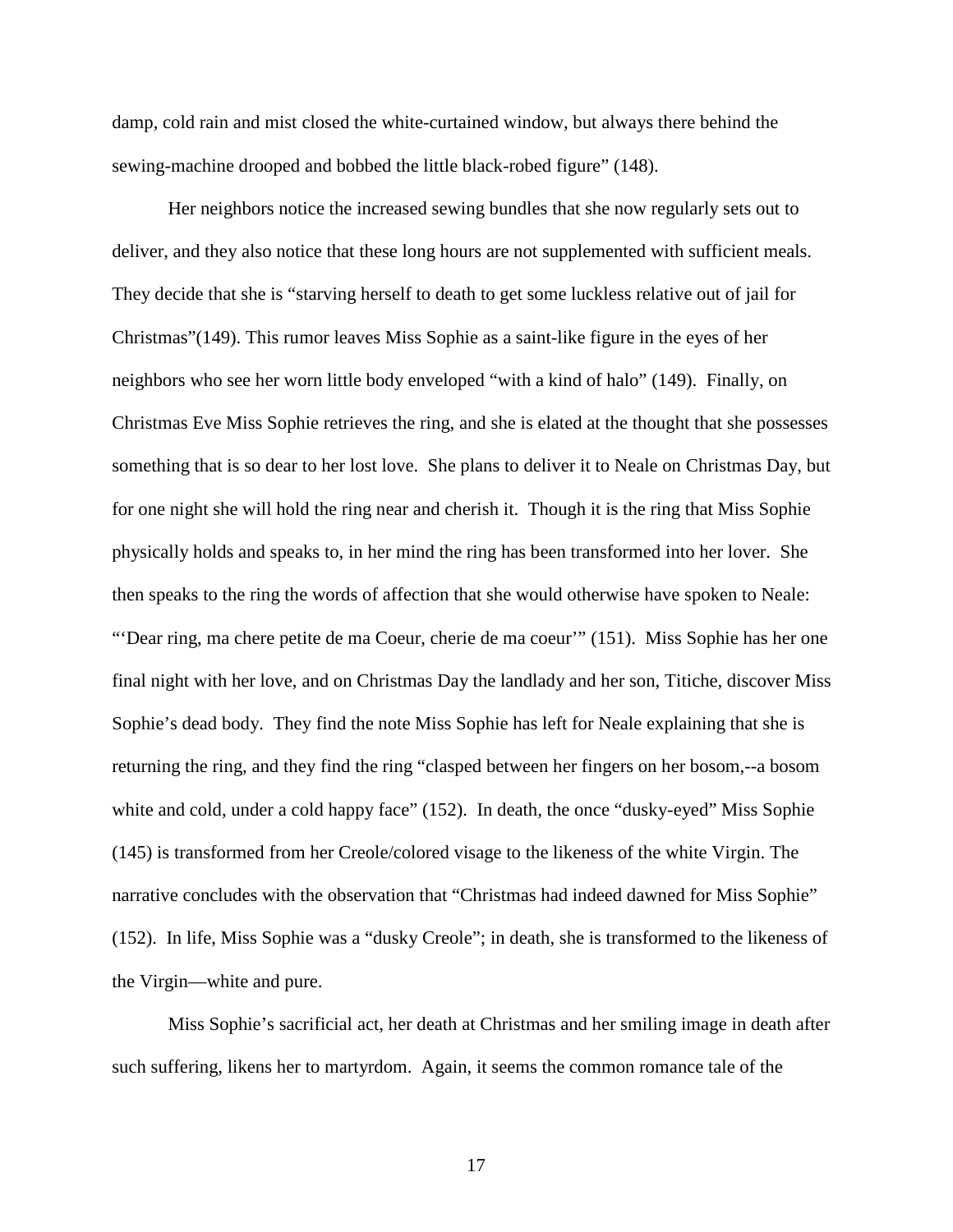damp, cold rain and mist closed the white-curtained window, but always there behind the sewing-machine drooped and bobbed the little black-robed figure" (148).

Her neighbors notice the increased sewing bundles that she now regularly sets out to deliver, and they also notice that these long hours are not supplemented with sufficient meals. They decide that she is "starving herself to death to get some luckless relative out of jail for Christmas"(149). This rumor leaves Miss Sophie as a saint-like figure in the eyes of her neighbors who see her worn little body enveloped "with a kind of halo" (149). Finally, on Christmas Eve Miss Sophie retrieves the ring, and she is elated at the thought that she possesses something that is so dear to her lost love. She plans to deliver it to Neale on Christmas Day, but for one night she will hold the ring near and cherish it. Though it is the ring that Miss Sophie physically holds and speaks to, in her mind the ring has been transformed into her lover. She then speaks to the ring the words of affection that she would otherwise have spoken to Neale: "'Dear ring, ma chere petite de ma Coeur, cherie de ma coeur'" (151). Miss Sophie has her one final night with her love, and on Christmas Day the landlady and her son, Titiche, discover Miss Sophie's dead body. They find the note Miss Sophie has left for Neale explaining that she is returning the ring, and they find the ring "clasped between her fingers on her bosom,--a bosom white and cold, under a cold happy face" (152). In death, the once "dusky-eyed" Miss Sophie (145) is transformed from her Creole/colored visage to the likeness of the white Virgin. The narrative concludes with the observation that "Christmas had indeed dawned for Miss Sophie" (152). In life, Miss Sophie was a "dusky Creole"; in death, she is transformed to the likeness of the Virgin—white and pure.

Miss Sophie's sacrificial act, her death at Christmas and her smiling image in death after such suffering, likens her to martyrdom. Again, it seems the common romance tale of the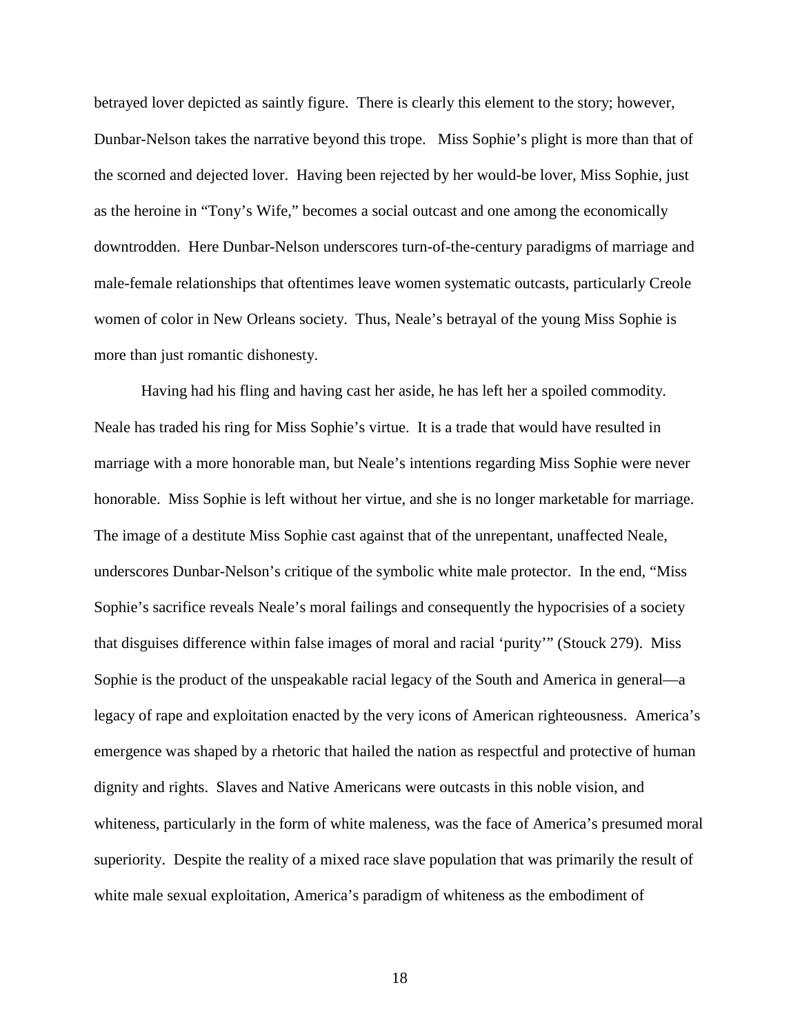betrayed lover depicted as saintly figure. There is clearly this element to the story; however, Dunbar-Nelson takes the narrative beyond this trope. Miss Sophie's plight is more than that of the scorned and dejected lover. Having been rejected by her would-be lover, Miss Sophie, just as the heroine in "Tony's Wife," becomes a social outcast and one among the economically downtrodden. Here Dunbar-Nelson underscores turn-of-the-century paradigms of marriage and male-female relationships that oftentimes leave women systematic outcasts, particularly Creole women of color in New Orleans society. Thus, Neale's betrayal of the young Miss Sophie is more than just romantic dishonesty.

Having had his fling and having cast her aside, he has left her a spoiled commodity. Neale has traded his ring for Miss Sophie's virtue. It is a trade that would have resulted in marriage with a more honorable man, but Neale's intentions regarding Miss Sophie were never honorable. Miss Sophie is left without her virtue, and she is no longer marketable for marriage. The image of a destitute Miss Sophie cast against that of the unrepentant, unaffected Neale, underscores Dunbar-Nelson's critique of the symbolic white male protector. In the end, "Miss Sophie's sacrifice reveals Neale's moral failings and consequently the hypocrisies of a society that disguises difference within false images of moral and racial 'purity'" (Stouck 279). Miss Sophie is the product of the unspeakable racial legacy of the South and America in general—a legacy of rape and exploitation enacted by the very icons of American righteousness. America's emergence was shaped by a rhetoric that hailed the nation as respectful and protective of human dignity and rights. Slaves and Native Americans were outcasts in this noble vision, and whiteness, particularly in the form of white maleness, was the face of America's presumed moral superiority. Despite the reality of a mixed race slave population that was primarily the result of white male sexual exploitation, America's paradigm of whiteness as the embodiment of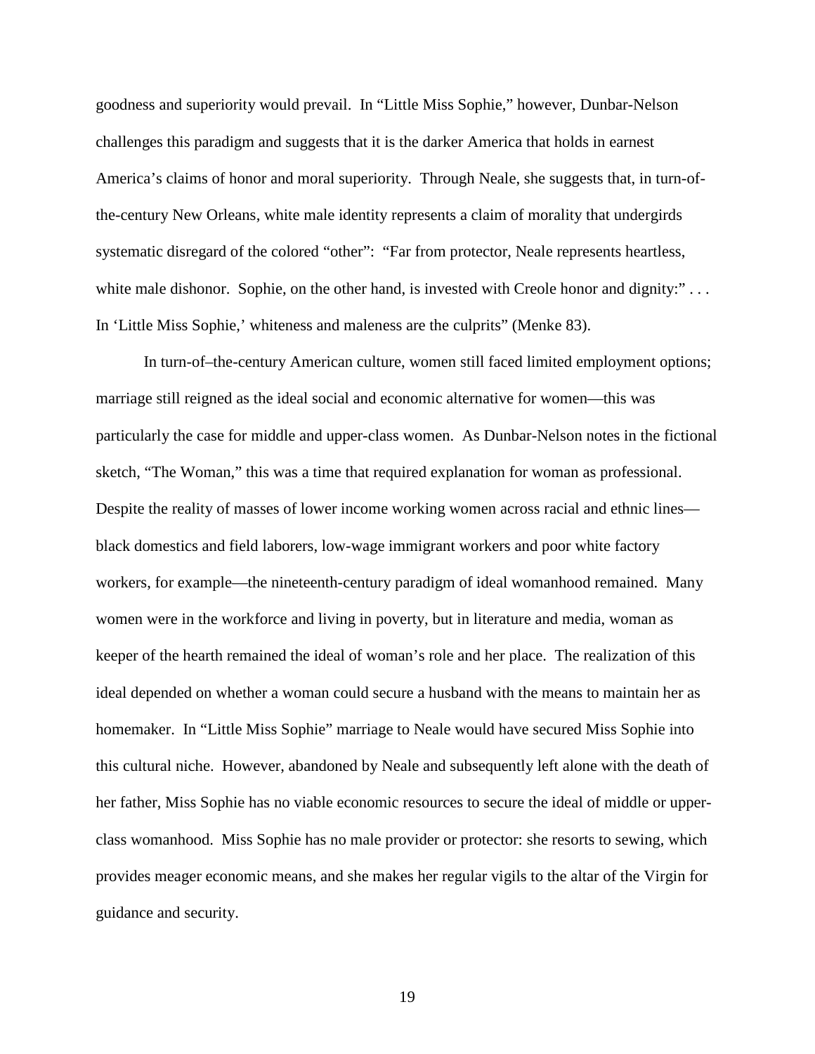goodness and superiority would prevail. In "Little Miss Sophie," however, Dunbar-Nelson challenges this paradigm and suggests that it is the darker America that holds in earnest America's claims of honor and moral superiority. Through Neale, she suggests that, in turn-of-the-century New Orleans, white male identity represents a claim of morality that undergirds systematic disregard of the colored "other": "Far from protector, Neale represents heartless, white male dishonor. Sophie, on the other hand, is invested with Creole honor and dignity:" . . . In 'Little Miss Sophie,' whiteness and maleness are the culprits" (Menke 83).

In turn-of–the-century American culture, women still faced limited employment options; marriage still reigned as the ideal social and economic alternative for women—this was particularly the case for middle and upper-class women. As Dunbar-Nelson notes in the fictional sketch, "The Woman," this was a time that required explanation for woman as professional. Despite the reality of masses of lower income working women across racial and ethnic lines—black domestics and field laborers, low-wage immigrant workers and poor white factory workers, for example—the nineteenth-century paradigm of ideal womanhood remained. Many women were in the workforce and living in poverty, but in literature and media, woman as keeper of the hearth remained the ideal of woman's role and her place. The realization of this ideal depended on whether a woman could secure a husband with the means to maintain her as homemaker. In "Little Miss Sophie" marriage to Neale would have secured Miss Sophie into this cultural niche. However, abandoned by Neale and subsequently left alone with the death of her father, Miss Sophie has no viable economic resources to secure the ideal of middle or upper-class womanhood. Miss Sophie has no male provider or protector: she resorts to sewing, which provides meager economic means, and she makes her regular vigils to the altar of the Virgin for guidance and security.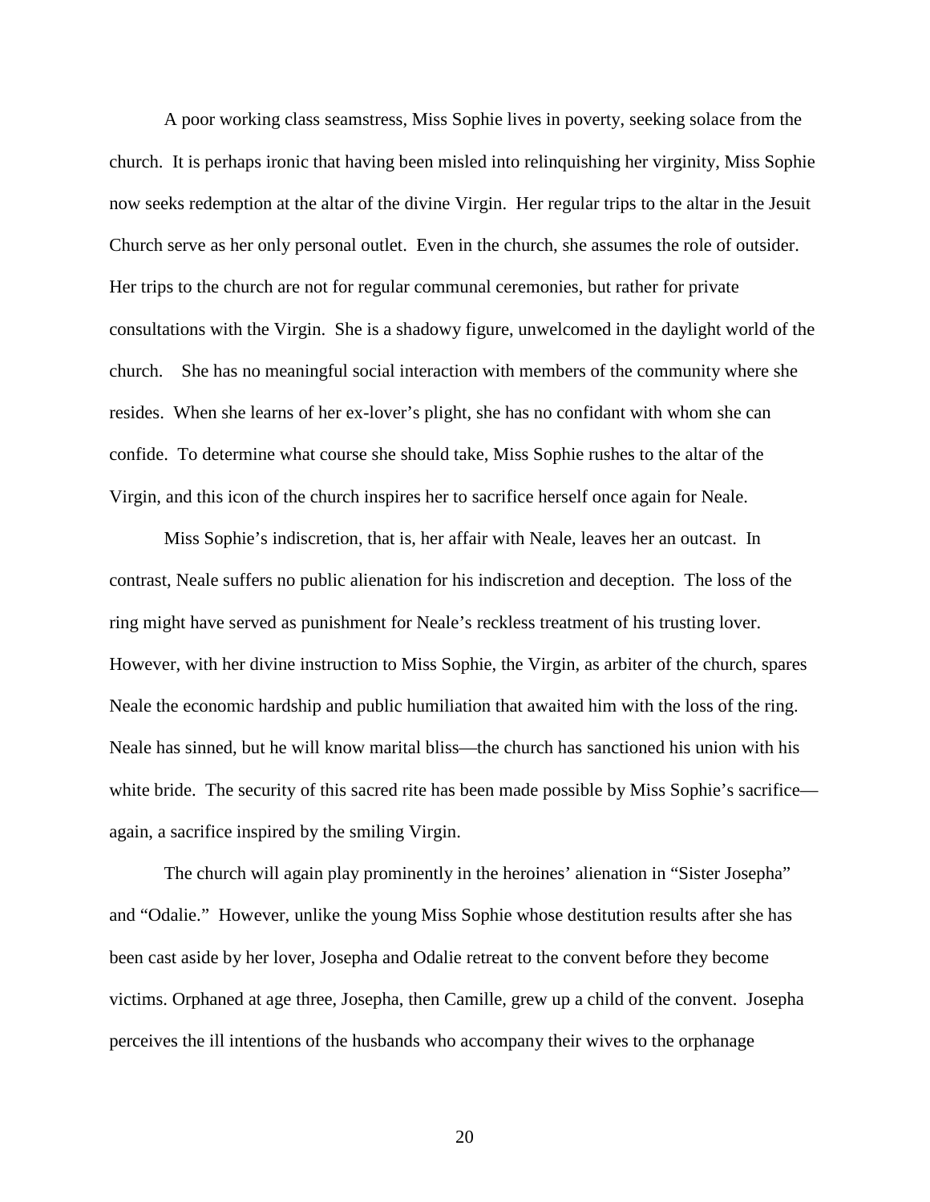A poor working class seamstress, Miss Sophie lives in poverty, seeking solace from the church. It is perhaps ironic that having been misled into relinquishing her virginity, Miss Sophie now seeks redemption at the altar of the divine Virgin. Her regular trips to the altar in the Jesuit Church serve as her only personal outlet. Even in the church, she assumes the role of outsider. Her trips to the church are not for regular communal ceremonies, but rather for private consultations with the Virgin. She is a shadowy figure, unwelcomed in the daylight world of the church. She has no meaningful social interaction with members of the community where she resides. When she learns of her ex-lover's plight, she has no confidant with whom she can confide. To determine what course she should take, Miss Sophie rushes to the altar of the Virgin, and this icon of the church inspires her to sacrifice herself once again for Neale.

Miss Sophie's indiscretion, that is, her affair with Neale, leaves her an outcast. In contrast, Neale suffers no public alienation for his indiscretion and deception. The loss of the ring might have served as punishment for Neale's reckless treatment of his trusting lover. However, with her divine instruction to Miss Sophie, the Virgin, as arbiter of the church, spares Neale the economic hardship and public humiliation that awaited him with the loss of the ring. Neale has sinned, but he will know marital bliss—the church has sanctioned his union with his white bride. The security of this sacred rite has been made possible by Miss Sophie's sacrifice—again, a sacrifice inspired by the smiling Virgin.

The church will again play prominently in the heroines' alienation in "Sister Josepha" and "Odalie." However, unlike the young Miss Sophie whose destitution results after she has been cast aside by her lover, Josepha and Odalie retreat to the convent before they become victims. Orphaned at age three, Josepha, then Camille, grew up a child of the convent. Josepha perceives the ill intentions of the husbands who accompany their wives to the orphanage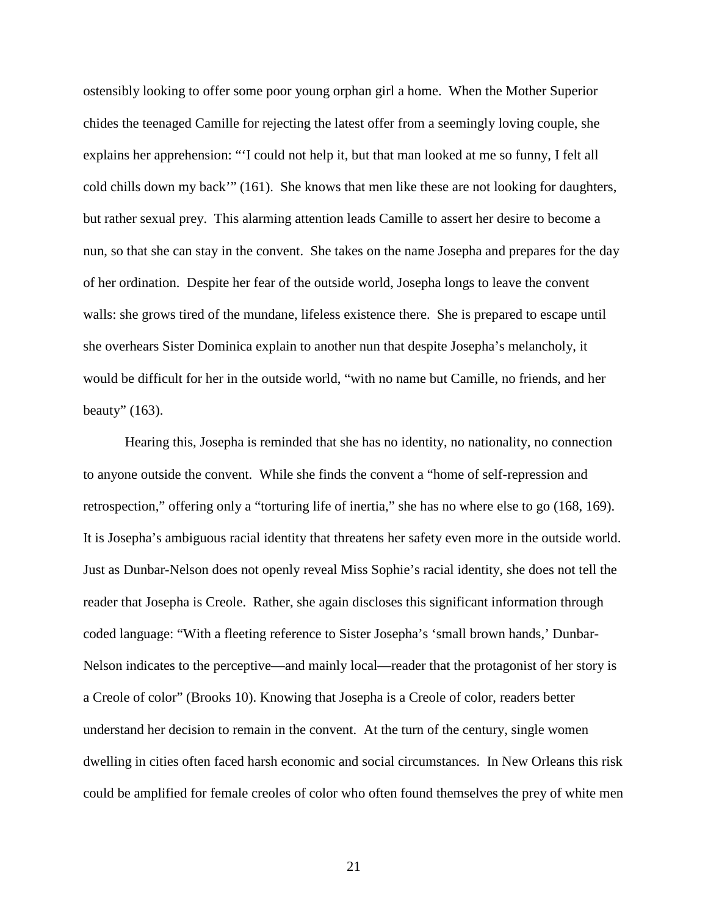ostensibly looking to offer some poor young orphan girl a home. When the Mother Superior chides the teenaged Camille for rejecting the latest offer from a seemingly loving couple, she explains her apprehension: "'I could not help it, but that man looked at me so funny, I felt all cold chills down my back'" (161). She knows that men like these are not looking for daughters, but rather sexual prey. This alarming attention leads Camille to assert her desire to become a nun, so that she can stay in the convent. She takes on the name Josepha and prepares for the day of her ordination. Despite her fear of the outside world, Josepha longs to leave the convent walls: she grows tired of the mundane, lifeless existence there. She is prepared to escape until she overhears Sister Dominica explain to another nun that despite Josepha's melancholy, it would be difficult for her in the outside world, "with no name but Camille, no friends, and her beauty" (163).

Hearing this, Josepha is reminded that she has no identity, no nationality, no connection to anyone outside the convent. While she finds the convent a "home of self-repression and retrospection," offering only a "torturing life of inertia," she has no where else to go (168, 169). It is Josepha's ambiguous racial identity that threatens her safety even more in the outside world. Just as Dunbar-Nelson does not openly reveal Miss Sophie's racial identity, she does not tell the reader that Josepha is Creole. Rather, she again discloses this significant information through coded language: "With a fleeting reference to Sister Josepha's 'small brown hands,' Dunbar-Nelson indicates to the perceptive—and mainly local—reader that the protagonist of her story is a Creole of color" (Brooks 10). Knowing that Josepha is a Creole of color, readers better understand her decision to remain in the convent. At the turn of the century, single women dwelling in cities often faced harsh economic and social circumstances. In New Orleans this risk could be amplified for female creoles of color who often found themselves the prey of white men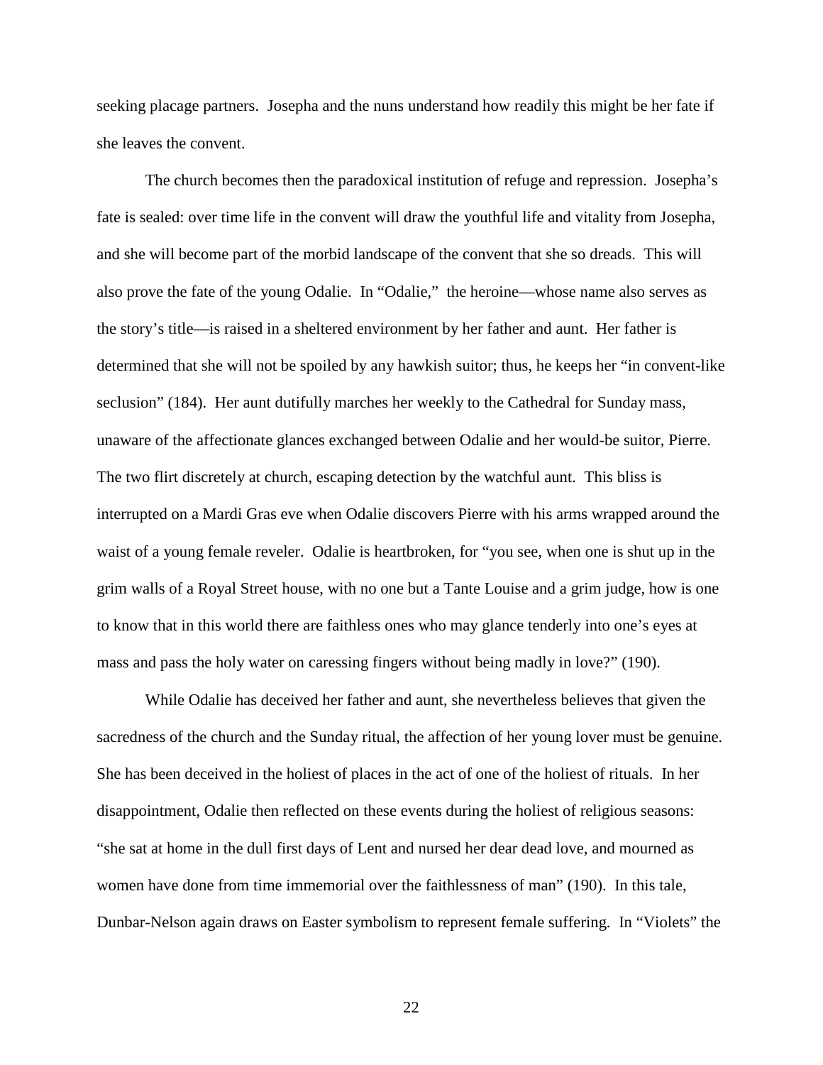seeking placage partners. Josepha and the nuns understand how readily this might be her fate if she leaves the convent.

The church becomes then the paradoxical institution of refuge and repression. Josepha's fate is sealed: over time life in the convent will draw the youthful life and vitality from Josepha, and she will become part of the morbid landscape of the convent that she so dreads. This will also prove the fate of the young Odalie. In "Odalie," the heroine—whose name also serves as the story's title—is raised in a sheltered environment by her father and aunt. Her father is determined that she will not be spoiled by any hawkish suitor; thus, he keeps her "in convent-like seclusion" (184). Her aunt dutifully marches her weekly to the Cathedral for Sunday mass, unaware of the affectionate glances exchanged between Odalie and her would-be suitor, Pierre. The two flirt discretely at church, escaping detection by the watchful aunt. This bliss is interrupted on a Mardi Gras eve when Odalie discovers Pierre with his arms wrapped around the waist of a young female reveler. Odalie is heartbroken, for "you see, when one is shut up in the grim walls of a Royal Street house, with no one but a Tante Louise and a grim judge, how is one to know that in this world there are faithless ones who may glance tenderly into one's eyes at mass and pass the holy water on caressing fingers without being madly in love?" (190).

While Odalie has deceived her father and aunt, she nevertheless believes that given the sacredness of the church and the Sunday ritual, the affection of her young lover must be genuine. She has been deceived in the holiest of places in the act of one of the holiest of rituals. In her disappointment, Odalie then reflected on these events during the holiest of religious seasons: "she sat at home in the dull first days of Lent and nursed her dear dead love, and mourned as women have done from time immemorial over the faithlessness of man" (190). In this tale, Dunbar-Nelson again draws on Easter symbolism to represent female suffering. In "Violets" the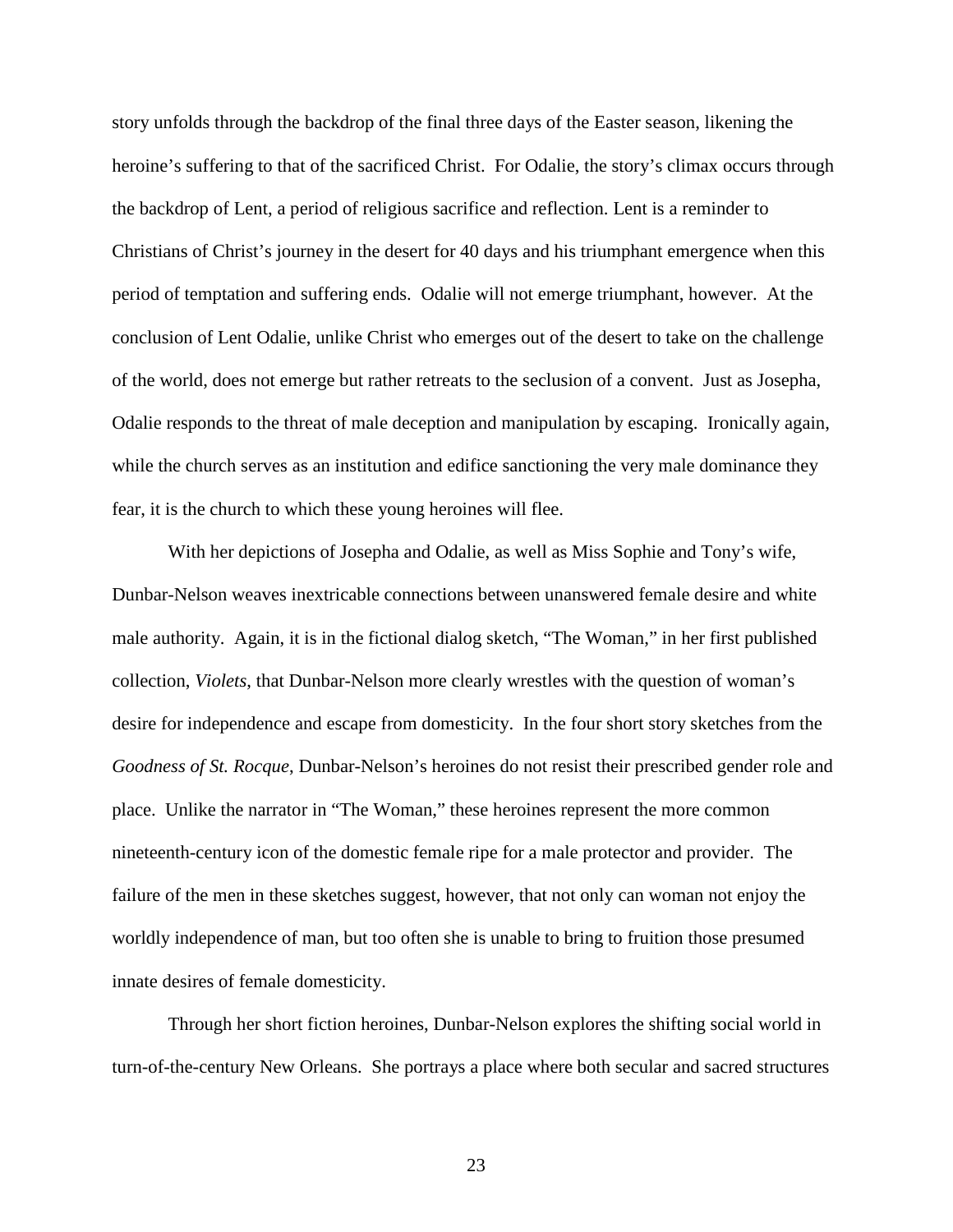story unfolds through the backdrop of the final three days of the Easter season, likening the heroine's suffering to that of the sacrificed Christ. For Odalie, the story's climax occurs through the backdrop of Lent, a period of religious sacrifice and reflection. Lent is a reminder to Christians of Christ's journey in the desert for 40 days and his triumphant emergence when this period of temptation and suffering ends. Odalie will not emerge triumphant, however. At the conclusion of Lent Odalie, unlike Christ who emerges out of the desert to take on the challenge of the world, does not emerge but rather retreats to the seclusion of a convent. Just as Josepha, Odalie responds to the threat of male deception and manipulation by escaping. Ironically again, while the church serves as an institution and edifice sanctioning the very male dominance they fear, it is the church to which these young heroines will flee.

With her depictions of Josepha and Odalie, as well as Miss Sophie and Tony's wife, Dunbar-Nelson weaves inextricable connections between unanswered female desire and white male authority. Again, it is in the fictional dialog sketch, "The Woman," in her first published collection, *Violets*, that Dunbar-Nelson more clearly wrestles with the question of woman's desire for independence and escape from domesticity. In the four short story sketches from the *Goodness of St. Rocque*, Dunbar-Nelson's heroines do not resist their prescribed gender role and place. Unlike the narrator in "The Woman," these heroines represent the more common nineteenth-century icon of the domestic female ripe for a male protector and provider. The failure of the men in these sketches suggest, however, that not only can woman not enjoy the worldly independence of man, but too often she is unable to bring to fruition those presumed innate desires of female domesticity.

Through her short fiction heroines, Dunbar-Nelson explores the shifting social world in turn-of-the-century New Orleans. She portrays a place where both secular and sacred structures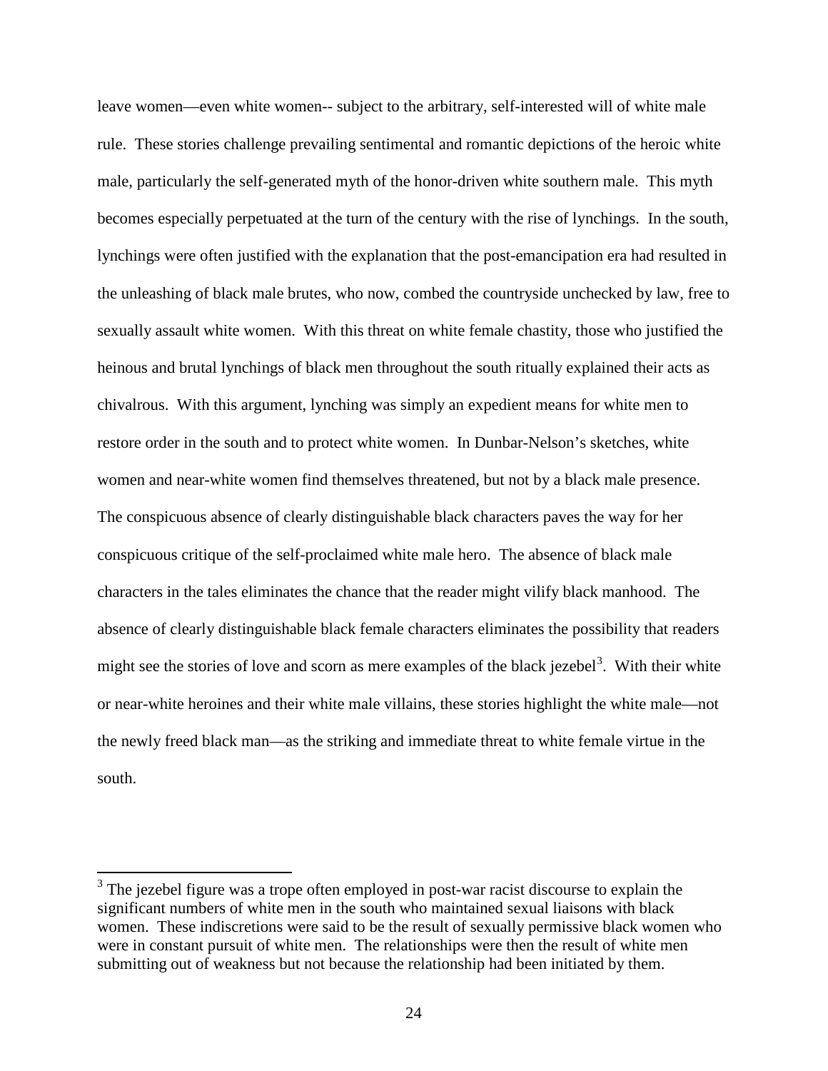leave women—even white women-- subject to the arbitrary, self-interested will of white male rule. These stories challenge prevailing sentimental and romantic depictions of the heroic white male, particularly the self-generated myth of the honor-driven white southern male. This myth becomes especially perpetuated at the turn of the century with the rise of lynchings. In the south, lynchings were often justified with the explanation that the post-emancipation era had resulted in the unleashing of black male brutes, who now, combed the countryside unchecked by law, free to sexually assault white women. With this threat on white female chastity, those who justified the heinous and brutal lynchings of black men throughout the south ritually explained their acts as chivalrous. With this argument, lynching was simply an expedient means for white men to restore order in the south and to protect white women. In Dunbar-Nelson's sketches, white women and near-white women find themselves threatened, but not by a black male presence. The conspicuous absence of clearly distinguishable black characters paves the way for her conspicuous critique of the self-proclaimed white male hero. The absence of black male characters in the tales eliminates the chance that the reader might vilify black manhood. The absence of clearly distinguishable black female characters eliminates the possibility that readers might see the stories of love and scorn as mere examples of the black jezebel[3]. With their white or near-white heroines and their white male villains, these stories highlight the white male—not the newly freed black man—as the striking and immediate threat to white female virtue in the south.

[3] The jezebel figure was a trope often employed in post-war racist discourse to explain the significant numbers of white men in the south who maintained sexual liaisons with black women. These indiscretions were said to be the result of sexually permissive black women who were in constant pursuit of white men. The relationships were then the result of white men submitting out of weakness but not because the relationship had been initiated by them.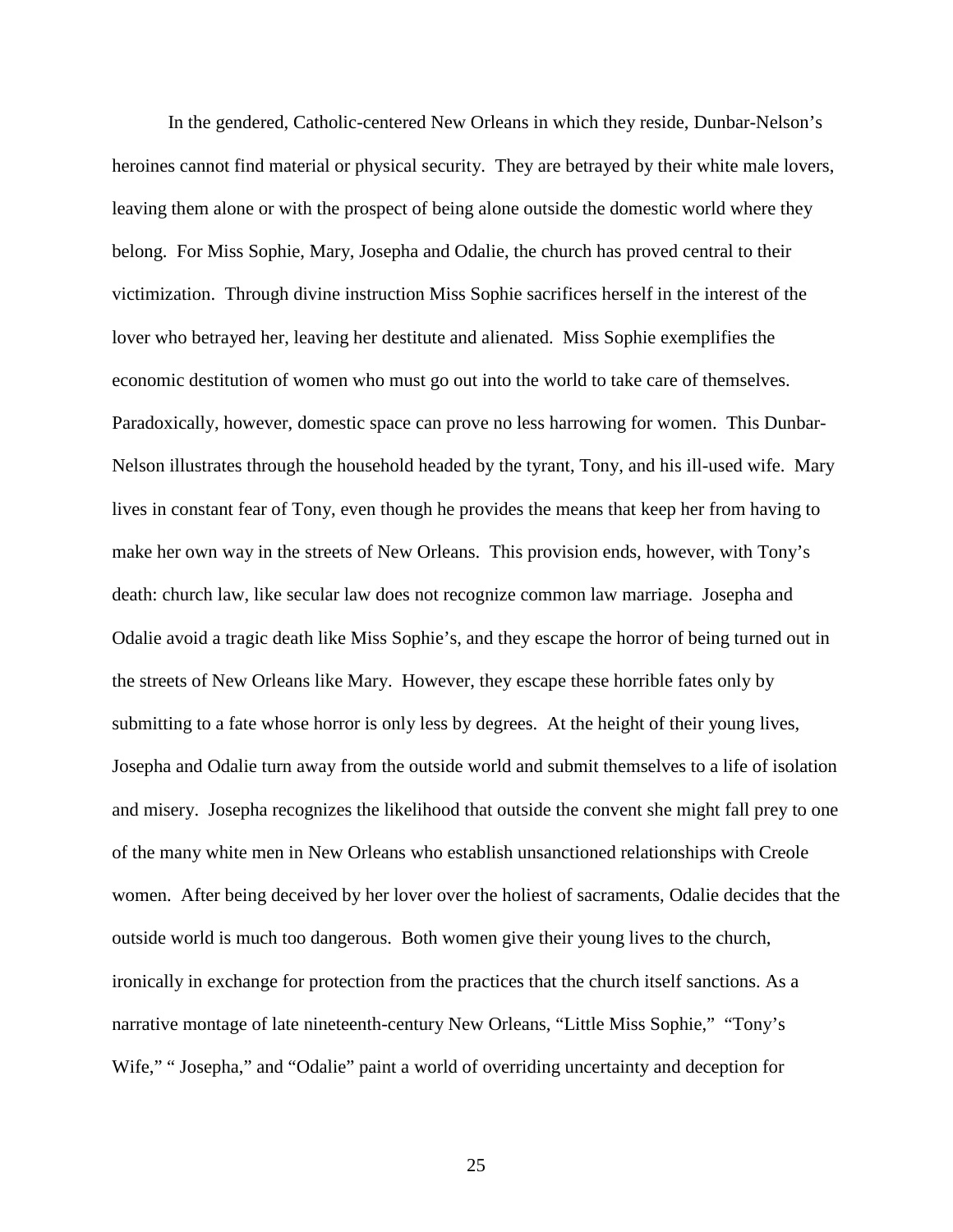In the gendered, Catholic-centered New Orleans in which they reside, Dunbar-Nelson's heroines cannot find material or physical security. They are betrayed by their white male lovers, leaving them alone or with the prospect of being alone outside the domestic world where they belong. For Miss Sophie, Mary, Josepha and Odalie, the church has proved central to their victimization. Through divine instruction Miss Sophie sacrifices herself in the interest of the lover who betrayed her, leaving her destitute and alienated. Miss Sophie exemplifies the economic destitution of women who must go out into the world to take care of themselves. Paradoxically, however, domestic space can prove no less harrowing for women. This Dunbar-Nelson illustrates through the household headed by the tyrant, Tony, and his ill-used wife. Mary lives in constant fear of Tony, even though he provides the means that keep her from having to make her own way in the streets of New Orleans. This provision ends, however, with Tony's death: church law, like secular law does not recognize common law marriage. Josepha and Odalie avoid a tragic death like Miss Sophie's, and they escape the horror of being turned out in the streets of New Orleans like Mary. However, they escape these horrible fates only by submitting to a fate whose horror is only less by degrees. At the height of their young lives, Josepha and Odalie turn away from the outside world and submit themselves to a life of isolation and misery. Josepha recognizes the likelihood that outside the convent she might fall prey to one of the many white men in New Orleans who establish unsanctioned relationships with Creole women. After being deceived by her lover over the holiest of sacraments, Odalie decides that the outside world is much too dangerous. Both women give their young lives to the church, ironically in exchange for protection from the practices that the church itself sanctions. As a narrative montage of late nineteenth-century New Orleans, "Little Miss Sophie," "Tony's Wife," " Josepha," and "Odalie" paint a world of overriding uncertainty and deception for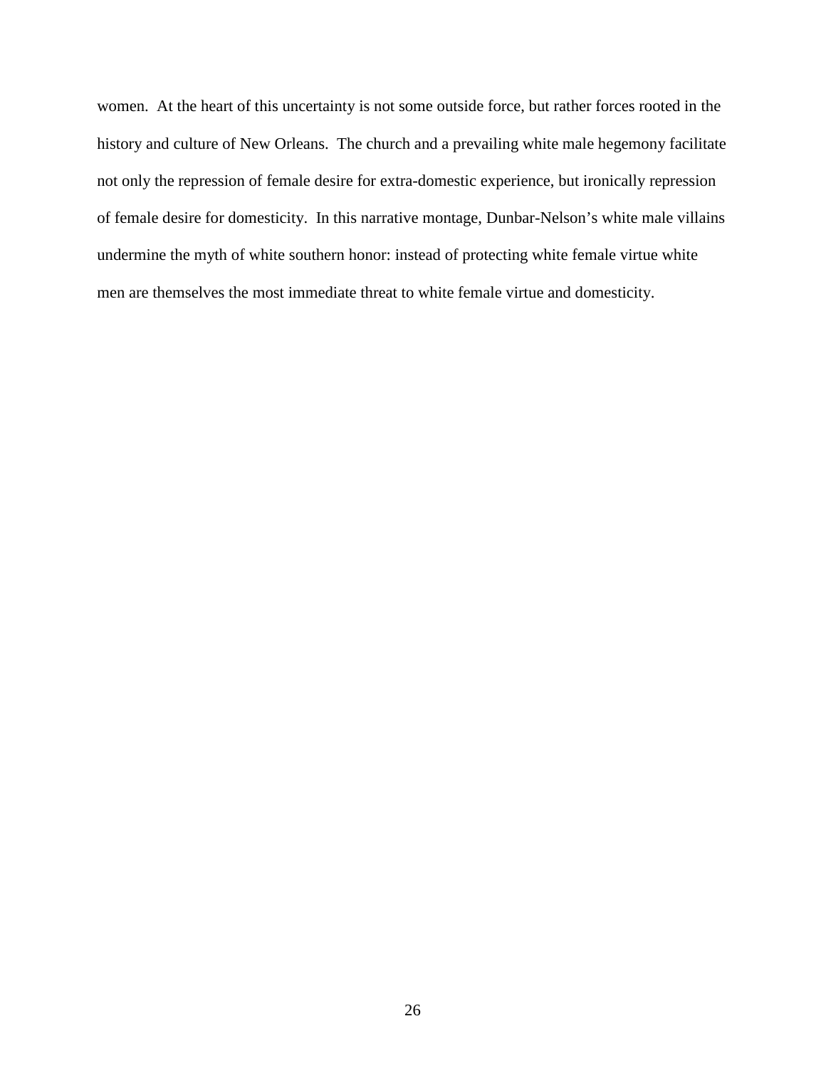women. At the heart of this uncertainty is not some outside force, but rather forces rooted in the history and culture of New Orleans. The church and a prevailing white male hegemony facilitate not only the repression of female desire for extra-domestic experience, but ironically repression of female desire for domesticity. In this narrative montage, Dunbar-Nelson's white male villains undermine the myth of white southern honor: instead of protecting white female virtue white men are themselves the most immediate threat to white female virtue and domesticity.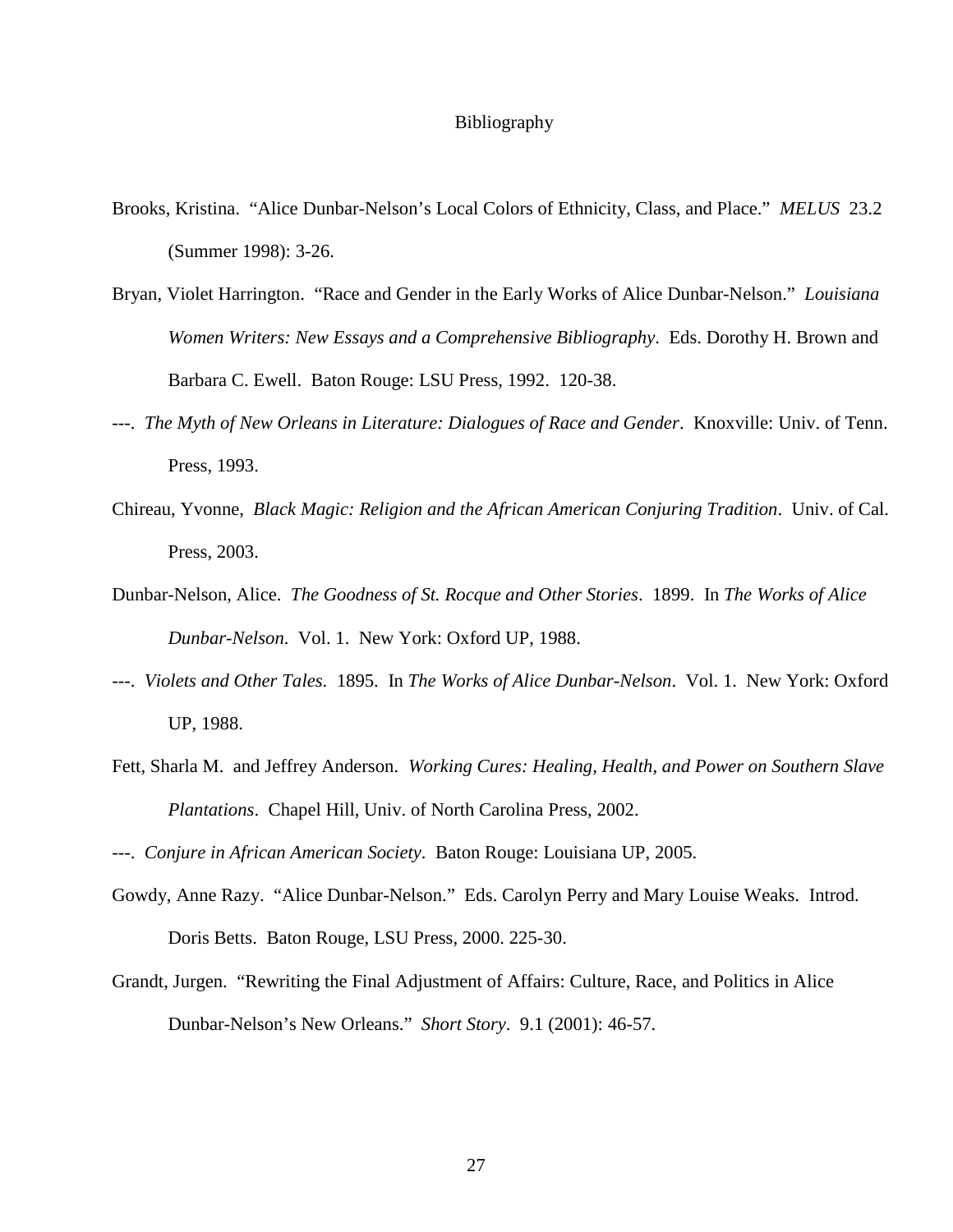# Bibliography

Brooks, Kristina. "Alice Dunbar-Nelson's Local Colors of Ethnicity, Class, and Place." *MELUS* 23.2 (Summer 1998): 3-26.

Bryan, Violet Harrington. "Race and Gender in the Early Works of Alice Dunbar-Nelson." *Louisiana Women Writers: New Essays and a Comprehensive Bibliography*. Eds. Dorothy H. Brown and Barbara C. Ewell. Baton Rouge: LSU Press, 1992. 120-38.

---. *The Myth of New Orleans in Literature: Dialogues of Race and Gender*. Knoxville: Univ. of Tenn. Press, 1993.

Chireau, Yvonne, *Black Magic: Religion and the African American Conjuring Tradition*. Univ. of Cal. Press, 2003.

Dunbar-Nelson, Alice. *The Goodness of St. Rocque and Other Stories*. 1899. In *The Works of Alice Dunbar-Nelson*. Vol. 1. New York: Oxford UP, 1988.

---. *Violets and Other Tales*. 1895. In *The Works of Alice Dunbar-Nelson*. Vol. 1. New York: Oxford UP, 1988.

Fett, Sharla M. and Jeffrey Anderson. *Working Cures: Healing, Health, and Power on Southern Slave Plantations*. Chapel Hill, Univ. of North Carolina Press, 2002.

---. *Conjure in African American Society*. Baton Rouge: Louisiana UP, 2005.

Gowdy, Anne Razy. "Alice Dunbar-Nelson." Eds. Carolyn Perry and Mary Louise Weaks. Introd. Doris Betts. Baton Rouge, LSU Press, 2000. 225-30.

Grandt, Jurgen. "Rewriting the Final Adjustment of Affairs: Culture, Race, and Politics in Alice Dunbar-Nelson's New Orleans." *Short Story*. 9.1 (2001): 46-57.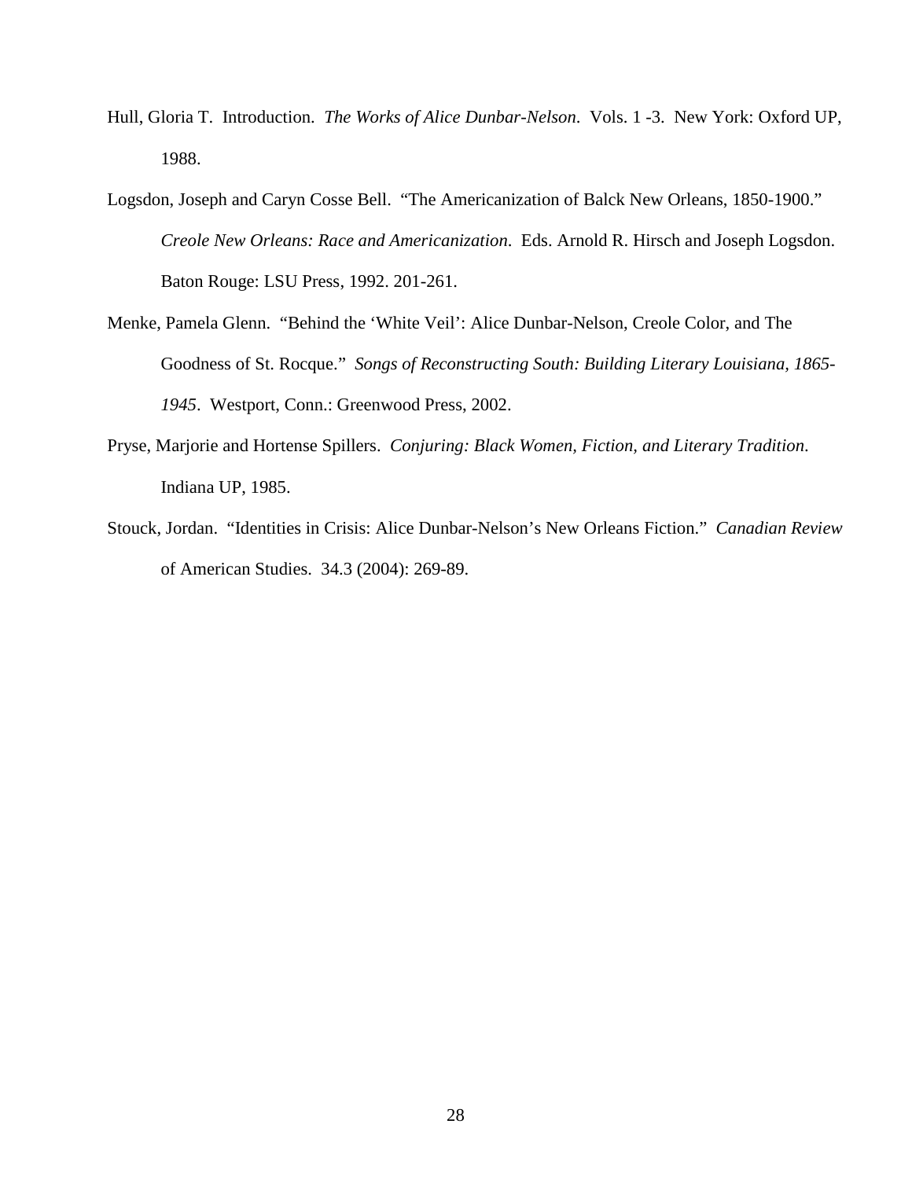Hull, Gloria T.  Introduction.  *The Works of Alice Dunbar-Nelson*.  Vols. 1 -3.  New York: Oxford UP, 1988.

Logsdon, Joseph and Caryn Cosse Bell.  "The Americanization of Balck New Orleans, 1850-1900." *Creole New Orleans: Race and Americanization*.  Eds. Arnold R. Hirsch and Joseph Logsdon. Baton Rouge: LSU Press, 1992. 201-261.

Menke, Pamela Glenn.  "Behind the 'White Veil': Alice Dunbar-Nelson, Creole Color, and The Goodness of St. Rocque."  *Songs of Reconstructing South: Building Literary Louisiana, 1865-1945*.  Westport, Conn.: Greenwood Press, 2002.

Pryse, Marjorie and Hortense Spillers.  *Conjuring: Black Women, Fiction, and Literary Tradition*. Indiana UP, 1985.

Stouck, Jordan.  "Identities in Crisis: Alice Dunbar-Nelson's New Orleans Fiction."  *Canadian Review* of American Studies.  34.3 (2004): 269-89.